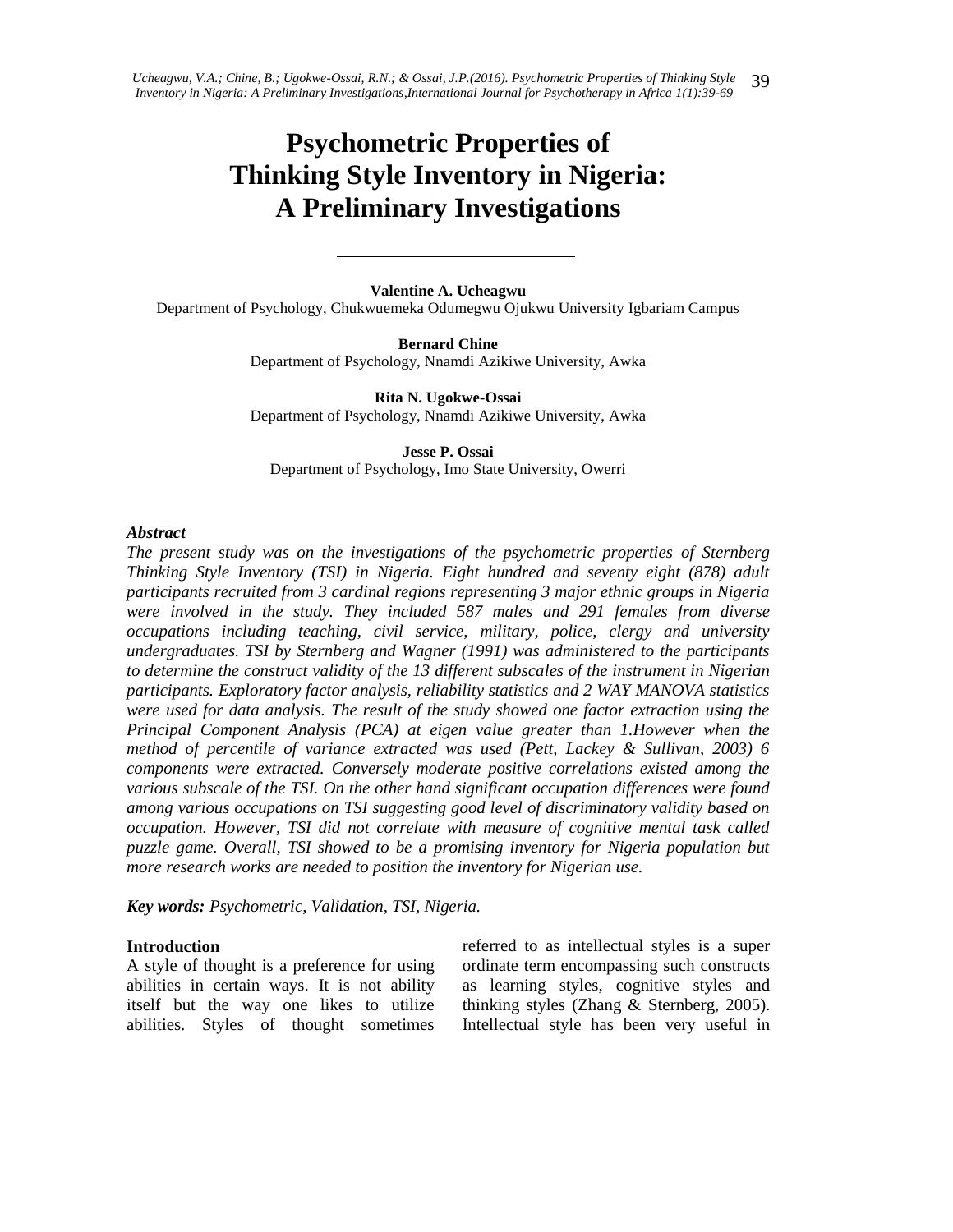# Psychometric Properties of Thinking Style Inventory in Nigeria: A Preliminary Investigations

**Valentine A. Ucheagwu**
Department of Psychology, Chukwuemeka Odumegwu Ojukwu University Igbariam Campus

**Bernard Chine**
Department of Psychology, Nnamdi Azikiwe University, Awka

**Rita N. Ugokwe-Ossai**
Department of Psychology, Nnamdi Azikiwe University, Awka

**Jesse P. Ossai**
Department of Psychology, Imo State University, Owerri

***Abstract***

*The present study was on the investigations of the psychometric properties of Sternberg Thinking Style Inventory (TSI) in Nigeria. Eight hundred and seventy eight (878) adult participants recruited from 3 cardinal regions representing 3 major ethnic groups in Nigeria were involved in the study. They included 587 males and 291 females from diverse occupations including teaching, civil service, military, police, clergy and university undergraduates. TSI by Sternberg and Wagner (1991) was administered to the participants to determine the construct validity of the 13 different subscales of the instrument in Nigerian participants. Exploratory factor analysis, reliability statistics and 2 WAY MANOVA statistics were used for data analysis. The result of the study showed one factor extraction using the Principal Component Analysis (PCA) at eigen value greater than 1.However when the method of percentile of variance extracted was used (Pett, Lackey & Sullivan, 2003) 6 components were extracted. Conversely moderate positive correlations existed among the various subscale of the TSI. On the other hand significant occupation differences were found among various occupations on TSI suggesting good level of discriminatory validity based on occupation. However, TSI did not correlate with measure of cognitive mental task called puzzle game. Overall, TSI showed to be a promising inventory for Nigeria population but more research works are needed to position the inventory for Nigerian use.*

***Key words:*** *Psychometric, Validation, TSI, Nigeria.*

**Introduction**

A style of thought is a preference for using abilities in certain ways. It is not ability itself but the way one likes to utilize abilities. Styles of thought sometimes referred to as intellectual styles is a super ordinate term encompassing such constructs as learning styles, cognitive styles and thinking styles (Zhang & Sternberg, 2005). Intellectual style has been very useful in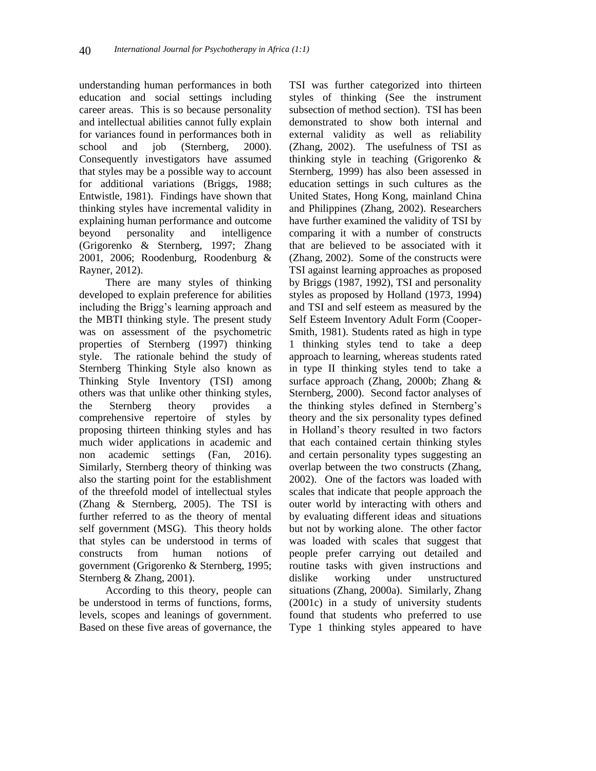understanding human performances in both education and social settings including career areas. This is so because personality and intellectual abilities cannot fully explain for variances found in performances both in school and job (Sternberg, 2000). Consequently investigators have assumed that styles may be a possible way to account for additional variations (Briggs, 1988; Entwistle, 1981). Findings have shown that thinking styles have incremental validity in explaining human performance and outcome beyond personality and intelligence (Grigorenko & Sternberg, 1997; Zhang 2001, 2006; Roodenburg, Roodenburg & Rayner, 2012).

There are many styles of thinking developed to explain preference for abilities including the Brigg's learning approach and the MBTI thinking style. The present study was on assessment of the psychometric properties of Sternberg (1997) thinking style. The rationale behind the study of Sternberg Thinking Style also known as Thinking Style Inventory (TSI) among others was that unlike other thinking styles, the Sternberg theory provides a comprehensive repertoire of styles by proposing thirteen thinking styles and has much wider applications in academic and non academic settings (Fan, 2016). Similarly, Sternberg theory of thinking was also the starting point for the establishment of the threefold model of intellectual styles (Zhang & Sternberg, 2005). The TSI is further referred to as the theory of mental self government (MSG). This theory holds that styles can be understood in terms of constructs from human notions of government (Grigorenko & Sternberg, 1995; Sternberg & Zhang, 2001).

According to this theory, people can be understood in terms of functions, forms, levels, scopes and leanings of government. Based on these five areas of governance, the TSI was further categorized into thirteen styles of thinking (See the instrument subsection of method section). TSI has been demonstrated to show both internal and external validity as well as reliability (Zhang, 2002). The usefulness of TSI as thinking style in teaching (Grigorenko & Sternberg, 1999) has also been assessed in education settings in such cultures as the United States, Hong Kong, mainland China and Philippines (Zhang, 2002). Researchers have further examined the validity of TSI by comparing it with a number of constructs that are believed to be associated with it (Zhang, 2002). Some of the constructs were TSI against learning approaches as proposed by Briggs (1987, 1992), TSI and personality styles as proposed by Holland (1973, 1994) and TSI and self esteem as measured by the Self Esteem Inventory Adult Form (Cooper-Smith, 1981). Students rated as high in type 1 thinking styles tend to take a deep approach to learning, whereas students rated in type II thinking styles tend to take a surface approach (Zhang, 2000b; Zhang & Sternberg, 2000). Second factor analyses of the thinking styles defined in Sternberg's theory and the six personality types defined in Holland's theory resulted in two factors that each contained certain thinking styles and certain personality types suggesting an overlap between the two constructs (Zhang, 2002). One of the factors was loaded with scales that indicate that people approach the outer world by interacting with others and by evaluating different ideas and situations but not by working alone. The other factor was loaded with scales that suggest that people prefer carrying out detailed and routine tasks with given instructions and dislike working under unstructured situations (Zhang, 2000a). Similarly, Zhang (2001c) in a study of university students found that students who preferred to use Type 1 thinking styles appeared to have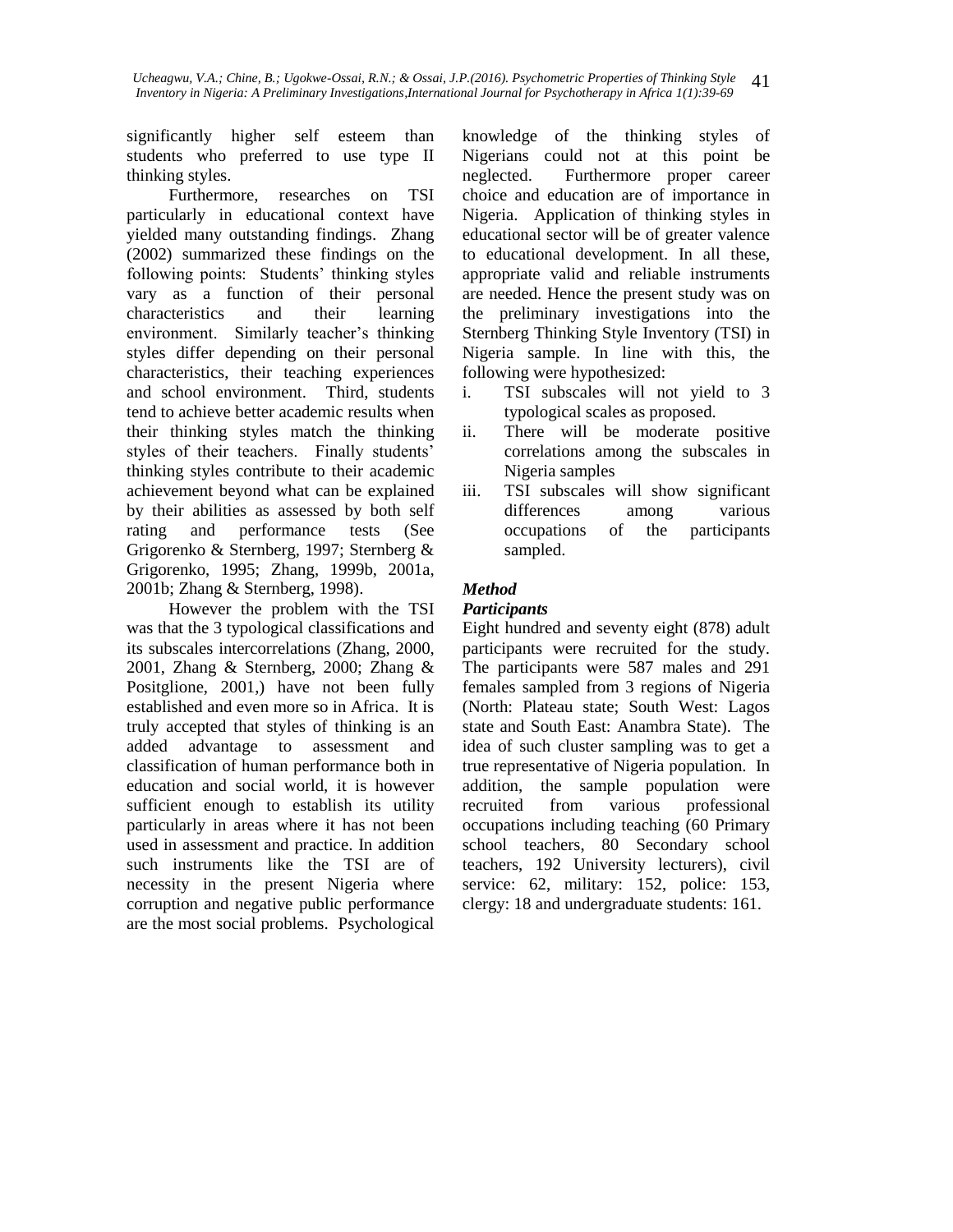significantly higher self esteem than students who preferred to use type II thinking styles.

Furthermore, researches on TSI particularly in educational context have yielded many outstanding findings. Zhang (2002) summarized these findings on the following points: Students' thinking styles vary as a function of their personal characteristics and their learning environment. Similarly teacher's thinking styles differ depending on their personal characteristics, their teaching experiences and school environment. Third, students tend to achieve better academic results when their thinking styles match the thinking styles of their teachers. Finally students' thinking styles contribute to their academic achievement beyond what can be explained by their abilities as assessed by both self rating and performance tests (See Grigorenko & Sternberg, 1997; Sternberg & Grigorenko, 1995; Zhang, 1999b, 2001a, 2001b; Zhang & Sternberg, 1998).

However the problem with the TSI was that the 3 typological classifications and its subscales intercorrelations (Zhang, 2000, 2001, Zhang & Sternberg, 2000; Zhang & Positglione, 2001,) have not been fully established and even more so in Africa. It is truly accepted that styles of thinking is an added advantage to assessment and classification of human performance both in education and social world, it is however sufficient enough to establish its utility particularly in areas where it has not been used in assessment and practice. In addition such instruments like the TSI are of necessity in the present Nigeria where corruption and negative public performance are the most social problems. Psychological knowledge of the thinking styles of Nigerians could not at this point be neglected. Furthermore proper career choice and education are of importance in Nigeria. Application of thinking styles in educational sector will be of greater valence to educational development. In all these, appropriate valid and reliable instruments are needed. Hence the present study was on the preliminary investigations into the Sternberg Thinking Style Inventory (TSI) in Nigeria sample. In line with this, the following were hypothesized:

i. TSI subscales will not yield to 3 typological scales as proposed.
ii. There will be moderate positive correlations among the subscales in Nigeria samples
iii. TSI subscales will show significant differences among various occupations of the participants sampled.

### *Method*

#### *Participants*

Eight hundred and seventy eight (878) adult participants were recruited for the study. The participants were 587 males and 291 females sampled from 3 regions of Nigeria (North: Plateau state; South West: Lagos state and South East: Anambra State). The idea of such cluster sampling was to get a true representative of Nigeria population. In addition, the sample population were recruited from various professional occupations including teaching (60 Primary school teachers, 80 Secondary school teachers, 192 University lecturers), civil service: 62, military: 152, police: 153, clergy: 18 and undergraduate students: 161.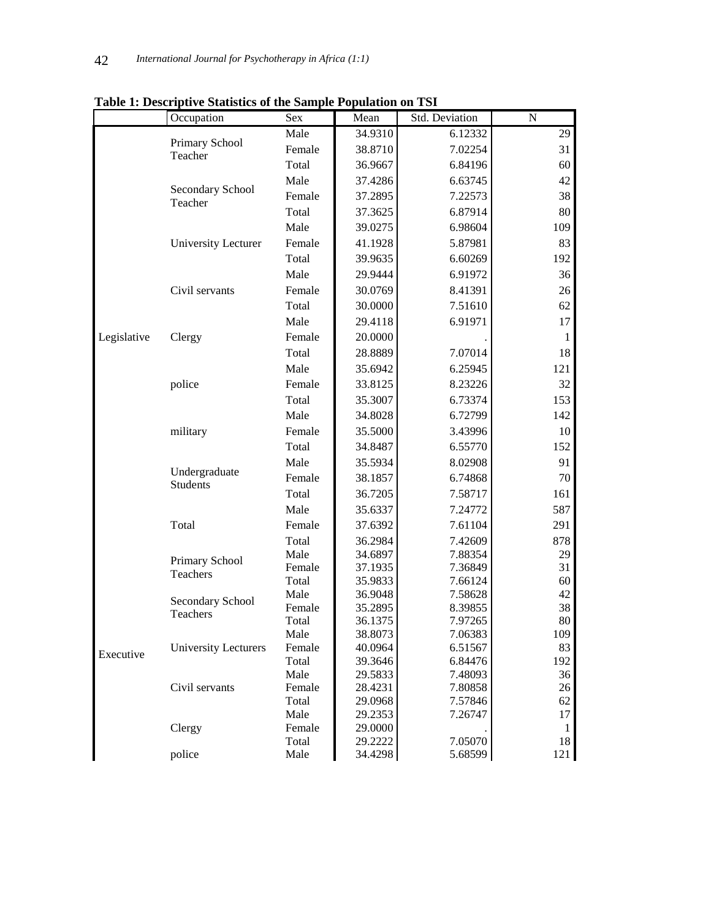**Table 1: Descriptive Statistics of the Sample Population on TSI**

| | Occupation | Sex | Mean | Std. Deviation | N |
|---|---|---|---|---|---|
| Legislative | Primary School Teacher | Male | 34.9310 | 6.12332 | 29 |
| | | Female | 38.8710 | 7.02254 | 31 |
| | | Total | 36.9667 | 6.84196 | 60 |
| | Secondary School Teacher | Male | 37.4286 | 6.63745 | 42 |
| | | Female | 37.2895 | 7.22573 | 38 |
| | | Total | 37.3625 | 6.87914 | 80 |
| | University Lecturer | Male | 39.0275 | 6.98604 | 109 |
| | | Female | 41.1928 | 5.87981 | 83 |
| | | Total | 39.9635 | 6.60269 | 192 |
| | Civil servants | Male | 29.9444 | 6.91972 | 36 |
| | | Female | 30.0769 | 8.41391 | 26 |
| | | Total | 30.0000 | 7.51610 | 62 |
| | Clergy | Male | 29.4118 | 6.91971 | 17 |
| | | Female | 20.0000 | . | 1 |
| | | Total | 28.8889 | 7.07014 | 18 |
| | police | Male | 35.6942 | 6.25945 | 121 |
| | | Female | 33.8125 | 8.23226 | 32 |
| | | Total | 35.3007 | 6.73374 | 153 |
| | military | Male | 34.8028 | 6.72799 | 142 |
| | | Female | 35.5000 | 3.43996 | 10 |
| | | Total | 34.8487 | 6.55770 | 152 |
| | Undergraduate Students | Male | 35.5934 | 8.02908 | 91 |
| | | Female | 38.1857 | 6.74868 | 70 |
| | | Total | 36.7205 | 7.58717 | 161 |
| | Total | Male | 35.6337 | 7.24772 | 587 |
| | | Female | 37.6392 | 7.61104 | 291 |
| | | Total | 36.2984 | 7.42609 | 878 |
| Executive | Primary School Teachers | Male | 34.6897 | 7.88354 | 29 |
| | | Female | 37.1935 | 7.36849 | 31 |
| | | Total | 35.9833 | 7.66124 | 60 |
| | Secondary School Teachers | Male | 36.9048 | 7.58628 | 42 |
| | | Female | 35.2895 | 8.39855 | 38 |
| | | Total | 36.1375 | 7.97265 | 80 |
| | University Lecturers | Male | 38.8073 | 7.06383 | 109 |
| | | Female | 40.0964 | 6.51567 | 83 |
| | | Total | 39.3646 | 6.84476 | 192 |
| | Civil servants | Male | 29.5833 | 7.48093 | 36 |
| | | Female | 28.4231 | 7.80858 | 26 |
| | | Total | 29.0968 | 7.57846 | 62 |
| | Clergy | Male | 29.2353 | 7.26747 | 17 |
| | | Female | 29.0000 | . | 1 |
| | | Total | 29.2222 | 7.05070 | 18 |
| | police | Male | 34.4298 | 5.68599 | 121 |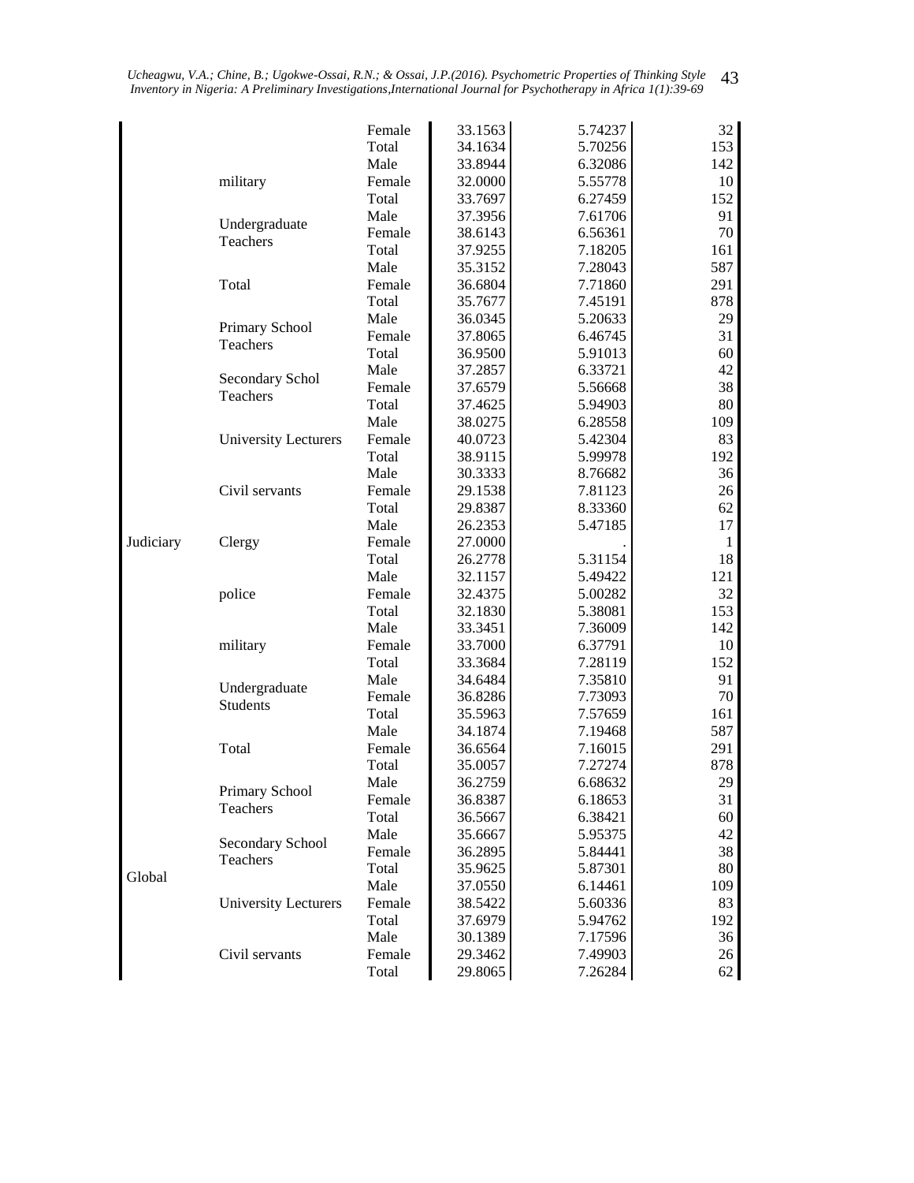| | | | | | |
|---|---|---|---|---|---|
| | | Female | 33.1563 | 5.74237 | 32 |
| | | Total | 34.1634 | 5.70256 | 153 |
| | military | Male | 33.8944 | 6.32086 | 142 |
| | | Female | 32.0000 | 5.55778 | 10 |
| | | Total | 33.7697 | 6.27459 | 152 |
| | Undergraduate Teachers | Male | 37.3956 | 7.61706 | 91 |
| | | Female | 38.6143 | 6.56361 | 70 |
| | | Total | 37.9255 | 7.18205 | 161 |
| | Total | Male | 35.3152 | 7.28043 | 587 |
| | | Female | 36.6804 | 7.71860 | 291 |
| | | Total | 35.7677 | 7.45191 | 878 |
| Judiciary | Primary School Teachers | Male | 36.0345 | 5.20633 | 29 |
| | | Female | 37.8065 | 6.46745 | 31 |
| | | Total | 36.9500 | 5.91013 | 60 |
| | Secondary Schol Teachers | Male | 37.2857 | 6.33721 | 42 |
| | | Female | 37.6579 | 5.56668 | 38 |
| | | Total | 37.4625 | 5.94903 | 80 |
| | University Lecturers | Male | 38.0275 | 6.28558 | 109 |
| | | Female | 40.0723 | 5.42304 | 83 |
| | | Total | 38.9115 | 5.99978 | 192 |
| | Civil servants | Male | 30.3333 | 8.76682 | 36 |
| | | Female | 29.1538 | 7.81123 | 26 |
| | | Total | 29.8387 | 8.33360 | 62 |
| | Clergy | Male | 26.2353 | 5.47185 | 17 |
| | | Female | 27.0000 | . | 1 |
| | | Total | 26.2778 | 5.31154 | 18 |
| | police | Male | 32.1157 | 5.49422 | 121 |
| | | Female | 32.4375 | 5.00282 | 32 |
| | | Total | 32.1830 | 5.38081 | 153 |
| | military | Male | 33.3451 | 7.36009 | 142 |
| | | Female | 33.7000 | 6.37791 | 10 |
| | | Total | 33.3684 | 7.28119 | 152 |
| | Undergraduate Students | Male | 34.6484 | 7.35810 | 91 |
| | | Female | 36.8286 | 7.73093 | 70 |
| | | Total | 35.5963 | 7.57659 | 161 |
| | Total | Male | 34.1874 | 7.19468 | 587 |
| | | Female | 36.6564 | 7.16015 | 291 |
| | | Total | 35.0057 | 7.27274 | 878 |
| Global | Primary School Teachers | Male | 36.2759 | 6.68632 | 29 |
| | | Female | 36.8387 | 6.18653 | 31 |
| | | Total | 36.5667 | 6.38421 | 60 |
| | Secondary School Teachers | Male | 35.6667 | 5.95375 | 42 |
| | | Female | 36.2895 | 5.84441 | 38 |
| | | Total | 35.9625 | 5.87301 | 80 |
| | University Lecturers | Male | 37.0550 | 6.14461 | 109 |
| | | Female | 38.5422 | 5.60336 | 83 |
| | | Total | 37.6979 | 5.94762 | 192 |
| | Civil servants | Male | 30.1389 | 7.17596 | 36 |
| | | Female | 29.3462 | 7.49903 | 26 |
| | | Total | 29.8065 | 7.26284 | 62 |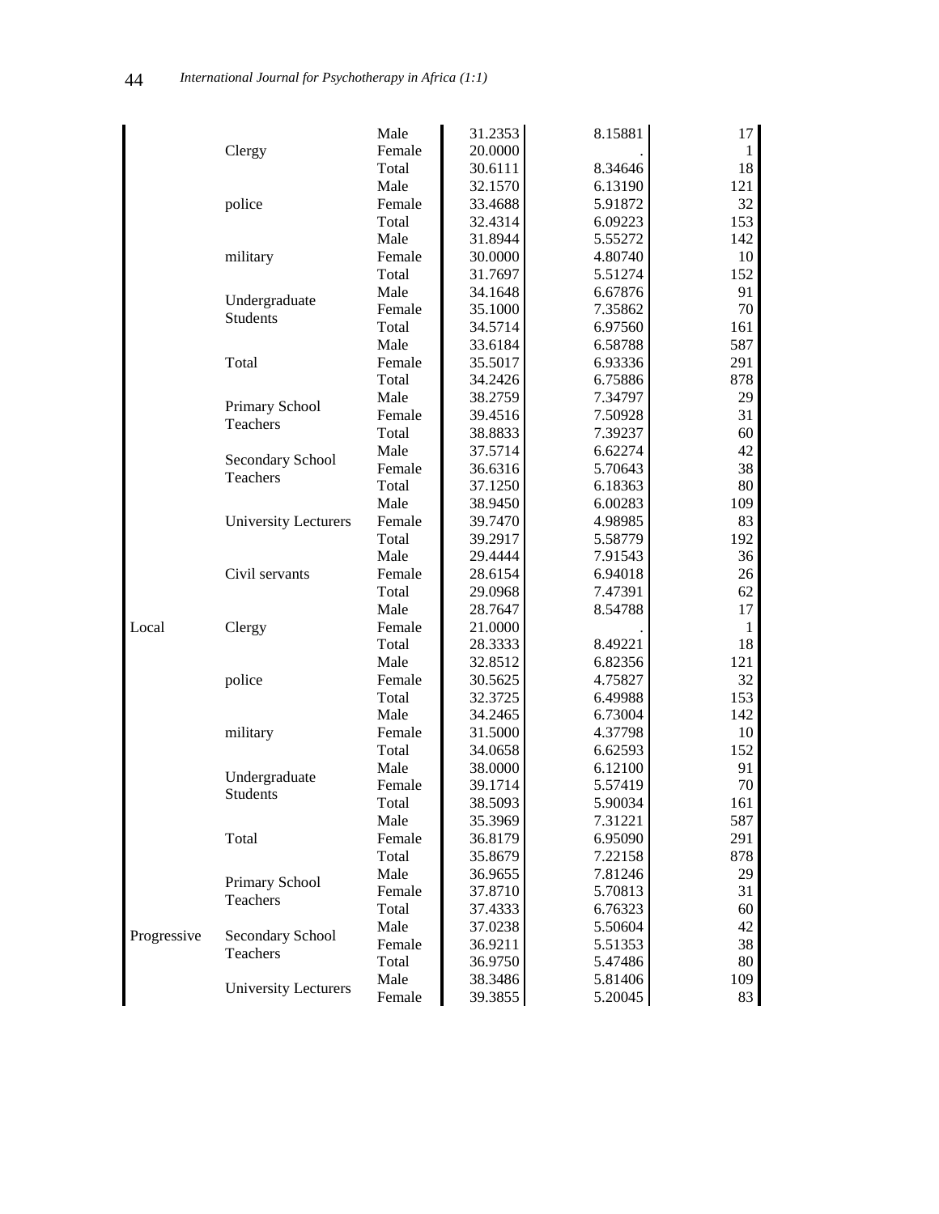| | | | | | |
|---|---|---|---|---|---|
| | Clergy | Male | 31.2353 | 8.15881 | 17 |
| | | Female | 20.0000 | . | 1 |
| | | Total | 30.6111 | 8.34646 | 18 |
| | police | Male | 32.1570 | 6.13190 | 121 |
| | | Female | 33.4688 | 5.91872 | 32 |
| | | Total | 32.4314 | 6.09223 | 153 |
| | military | Male | 31.8944 | 5.55272 | 142 |
| | | Female | 30.0000 | 4.80740 | 10 |
| | | Total | 31.7697 | 5.51274 | 152 |
| | Undergraduate Students | Male | 34.1648 | 6.67876 | 91 |
| | | Female | 35.1000 | 7.35862 | 70 |
| | | Total | 34.5714 | 6.97560 | 161 |
| | Total | Male | 33.6184 | 6.58788 | 587 |
| | | Female | 35.5017 | 6.93336 | 291 |
| | | Total | 34.2426 | 6.75886 | 878 |
| Local | Primary School Teachers | Male | 38.2759 | 7.34797 | 29 |
| | | Female | 39.4516 | 7.50928 | 31 |
| | | Total | 38.8833 | 7.39237 | 60 |
| | Secondary School Teachers | Male | 37.5714 | 6.62274 | 42 |
| | | Female | 36.6316 | 5.70643 | 38 |
| | | Total | 37.1250 | 6.18363 | 80 |
| | University Lecturers | Male | 38.9450 | 6.00283 | 109 |
| | | Female | 39.7470 | 4.98985 | 83 |
| | | Total | 39.2917 | 5.58779 | 192 |
| | Civil servants | Male | 29.4444 | 7.91543 | 36 |
| | | Female | 28.6154 | 6.94018 | 26 |
| | | Total | 29.0968 | 7.47391 | 62 |
| | Clergy | Male | 28.7647 | 8.54788 | 17 |
| | | Female | 21.0000 | . | 1 |
| | | Total | 28.3333 | 8.49221 | 18 |
| | police | Male | 32.8512 | 6.82356 | 121 |
| | | Female | 30.5625 | 4.75827 | 32 |
| | | Total | 32.3725 | 6.49988 | 153 |
| | military | Male | 34.2465 | 6.73004 | 142 |
| | | Female | 31.5000 | 4.37798 | 10 |
| | | Total | 34.0658 | 6.62593 | 152 |
| | Undergraduate Students | Male | 38.0000 | 6.12100 | 91 |
| | | Female | 39.1714 | 5.57419 | 70 |
| | | Total | 38.5093 | 5.90034 | 161 |
| | Total | Male | 35.3969 | 7.31221 | 587 |
| | | Female | 36.8179 | 6.95090 | 291 |
| | | Total | 35.8679 | 7.22158 | 878 |
| Progressive | Primary School Teachers | Male | 36.9655 | 7.81246 | 29 |
| | | Female | 37.8710 | 5.70813 | 31 |
| | | Total | 37.4333 | 6.76323 | 60 |
| | Secondary School Teachers | Male | 37.0238 | 5.50604 | 42 |
| | | Female | 36.9211 | 5.51353 | 38 |
| | | Total | 36.9750 | 5.47486 | 80 |
| | University Lecturers | Male | 38.3486 | 5.81406 | 109 |
| | | Female | 39.3855 | 5.20045 | 83 |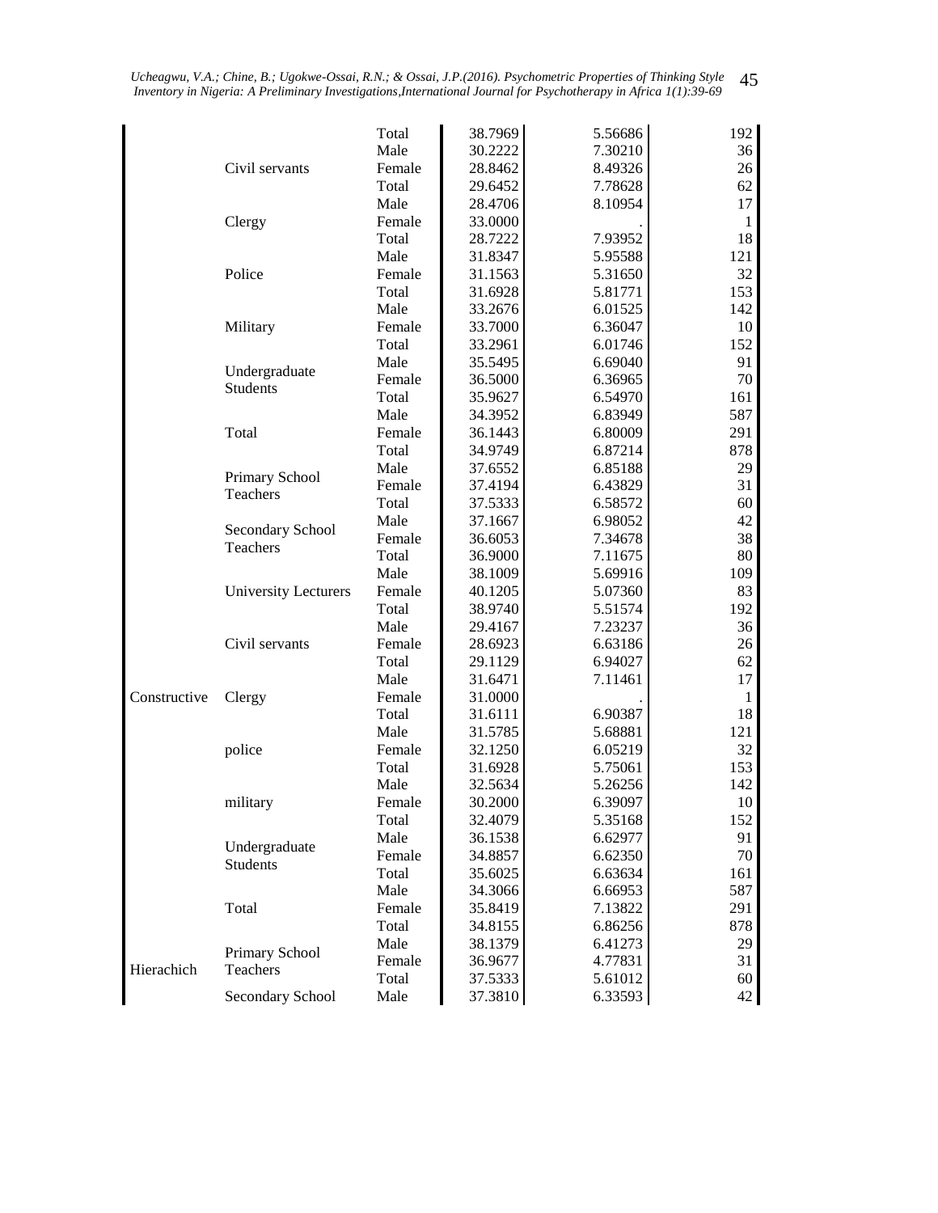| | | | | | |
|---|---|---|---|---|---|
| | | Total | 38.7969 | 5.56686 | 192 |
| | Civil servants | Male | 30.2222 | 7.30210 | 36 |
| | | Female | 28.8462 | 8.49326 | 26 |
| | | Total | 29.6452 | 7.78628 | 62 |
| | Clergy | Male | 28.4706 | 8.10954 | 17 |
| | | Female | 33.0000 | . | 1 |
| | | Total | 28.7222 | 7.93952 | 18 |
| | Police | Male | 31.8347 | 5.95588 | 121 |
| | | Female | 31.1563 | 5.31650 | 32 |
| | | Total | 31.6928 | 5.81771 | 153 |
| | Military | Male | 33.2676 | 6.01525 | 142 |
| | | Female | 33.7000 | 6.36047 | 10 |
| | | Total | 33.2961 | 6.01746 | 152 |
| | Undergraduate Students | Male | 35.5495 | 6.69040 | 91 |
| | | Female | 36.5000 | 6.36965 | 70 |
| | | Total | 35.9627 | 6.54970 | 161 |
| | Total | Male | 34.3952 | 6.83949 | 587 |
| | | Female | 36.1443 | 6.80009 | 291 |
| | | Total | 34.9749 | 6.87214 | 878 |
| Constructive | Primary School Teachers | Male | 37.6552 | 6.85188 | 29 |
| | | Female | 37.4194 | 6.43829 | 31 |
| | | Total | 37.5333 | 6.58572 | 60 |
| | Secondary School Teachers | Male | 37.1667 | 6.98052 | 42 |
| | | Female | 36.6053 | 7.34678 | 38 |
| | | Total | 36.9000 | 7.11675 | 80 |
| | University Lecturers | Male | 38.1009 | 5.69916 | 109 |
| | | Female | 40.1205 | 5.07360 | 83 |
| | | Total | 38.9740 | 5.51574 | 192 |
| | Civil servants | Male | 29.4167 | 7.23237 | 36 |
| | | Female | 28.6923 | 6.63186 | 26 |
| | | Total | 29.1129 | 6.94027 | 62 |
| | Clergy | Male | 31.6471 | 7.11461 | 17 |
| | | Female | 31.0000 | . | 1 |
| | | Total | 31.6111 | 6.90387 | 18 |
| | police | Male | 31.5785 | 5.68881 | 121 |
| | | Female | 32.1250 | 6.05219 | 32 |
| | | Total | 31.6928 | 5.75061 | 153 |
| | military | Male | 32.5634 | 5.26256 | 142 |
| | | Female | 30.2000 | 6.39097 | 10 |
| | | Total | 32.4079 | 5.35168 | 152 |
| | Undergraduate Students | Male | 36.1538 | 6.62977 | 91 |
| | | Female | 34.8857 | 6.62350 | 70 |
| | | Total | 35.6025 | 6.63634 | 161 |
| | Total | Male | 34.3066 | 6.66953 | 587 |
| | | Female | 35.8419 | 7.13822 | 291 |
| | | Total | 34.8155 | 6.86256 | 878 |
| Hierachich | Primary School Teachers | Male | 38.1379 | 6.41273 | 29 |
| | | Female | 36.9677 | 4.77831 | 31 |
| | | Total | 37.5333 | 5.61012 | 60 |
| | Secondary School | Male | 37.3810 | 6.33593 | 42 |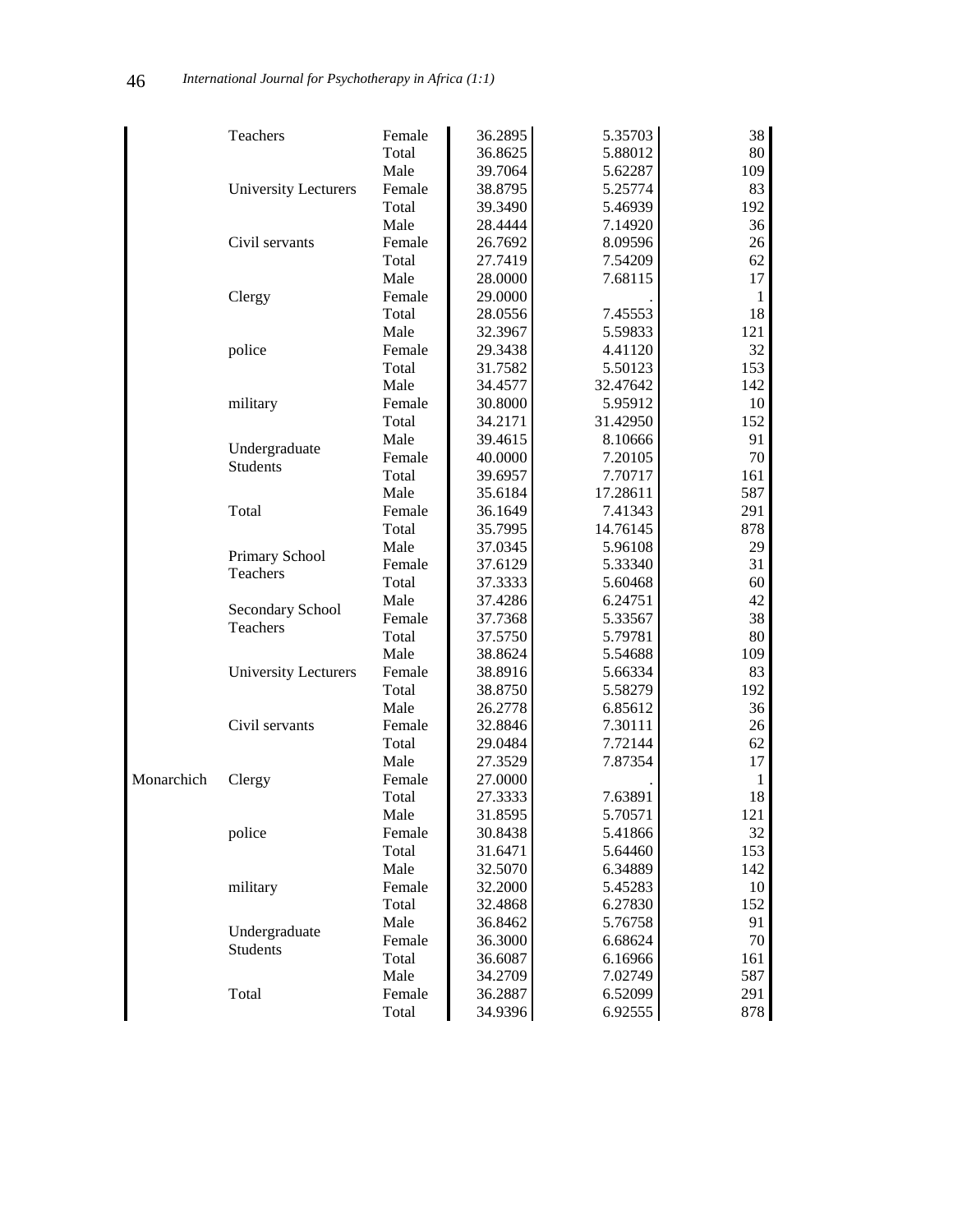| | | | | | |
|---|---|---|---|---|---|
| | Teachers | Female | 36.2895 | 5.35703 | 38 |
| | | Total | 36.8625 | 5.88012 | 80 |
| | | Male | 39.7064 | 5.62287 | 109 |
| | University Lecturers | Female | 38.8795 | 5.25774 | 83 |
| | | Total | 39.3490 | 5.46939 | 192 |
| | | Male | 28.4444 | 7.14920 | 36 |
| | Civil servants | Female | 26.7692 | 8.09596 | 26 |
| | | Total | 27.7419 | 7.54209 | 62 |
| | | Male | 28.0000 | 7.68115 | 17 |
| | Clergy | Female | 29.0000 | . | 1 |
| | | Total | 28.0556 | 7.45553 | 18 |
| | | Male | 32.3967 | 5.59833 | 121 |
| | police | Female | 29.3438 | 4.41120 | 32 |
| | | Total | 31.7582 | 5.50123 | 153 |
| | | Male | 34.4577 | 32.47642 | 142 |
| | military | Female | 30.8000 | 5.95912 | 10 |
| | | Total | 34.2171 | 31.42950 | 152 |
| | | Male | 39.4615 | 8.10666 | 91 |
| | Undergraduate Students | Female | 40.0000 | 7.20105 | 70 |
| | | Total | 39.6957 | 7.70717 | 161 |
| | | Male | 35.6184 | 17.28611 | 587 |
| | Total | Female | 36.1649 | 7.41343 | 291 |
| | | Total | 35.7995 | 14.76145 | 878 |
| Monarchich | Primary School Teachers | Male | 37.0345 | 5.96108 | 29 |
| | | Female | 37.6129 | 5.33340 | 31 |
| | | Total | 37.3333 | 5.60468 | 60 |
| | Secondary School Teachers | Male | 37.4286 | 6.24751 | 42 |
| | | Female | 37.7368 | 5.33567 | 38 |
| | | Total | 37.5750 | 5.79781 | 80 |
| | | Male | 38.8624 | 5.54688 | 109 |
| | University Lecturers | Female | 38.8916 | 5.66334 | 83 |
| | | Total | 38.8750 | 5.58279 | 192 |
| | | Male | 26.2778 | 6.85612 | 36 |
| | Civil servants | Female | 32.8846 | 7.30111 | 26 |
| | | Total | 29.0484 | 7.72144 | 62 |
| | | Male | 27.3529 | 7.87354 | 17 |
| | Clergy | Female | 27.0000 | . | 1 |
| | | Total | 27.3333 | 7.63891 | 18 |
| | | Male | 31.8595 | 5.70571 | 121 |
| | police | Female | 30.8438 | 5.41866 | 32 |
| | | Total | 31.6471 | 5.64460 | 153 |
| | | Male | 32.5070 | 6.34889 | 142 |
| | military | Female | 32.2000 | 5.45283 | 10 |
| | | Total | 32.4868 | 6.27830 | 152 |
| | | Male | 36.8462 | 5.76758 | 91 |
| | Undergraduate Students | Female | 36.3000 | 6.68624 | 70 |
| | | Total | 36.6087 | 6.16966 | 161 |
| | | Male | 34.2709 | 7.02749 | 587 |
| | Total | Female | 36.2887 | 6.52099 | 291 |
| | | Total | 34.9396 | 6.92555 | 878 |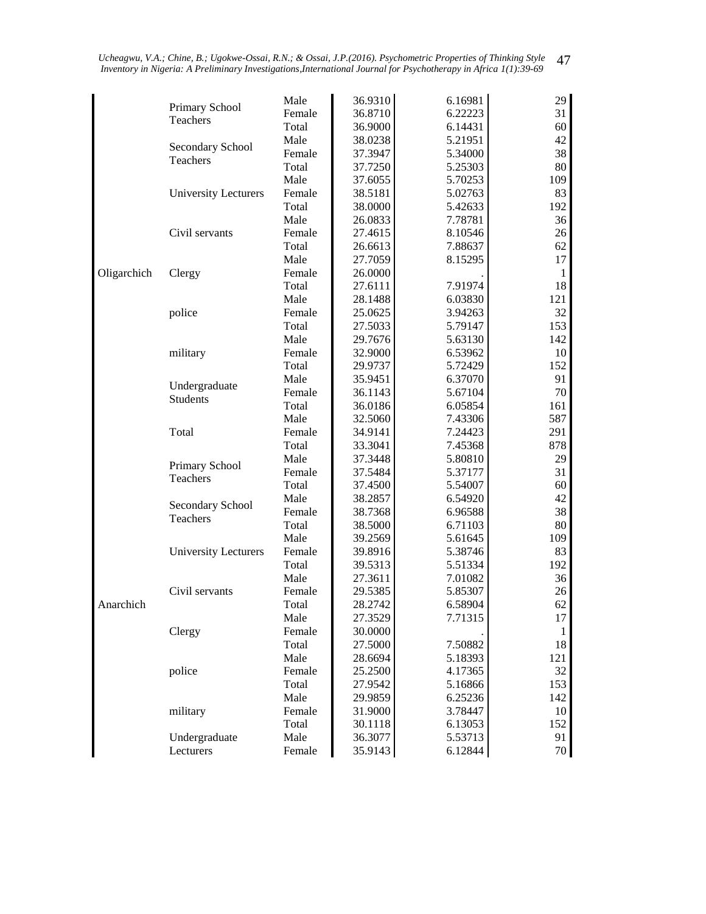| | | | | | |
|---|---|---|---|---|---|
| Oligarchich | Primary School Teachers | Male | 36.9310 | 6.16981 | 29 |
| | | Female | 36.8710 | 6.22223 | 31 |
| | | Total | 36.9000 | 6.14431 | 60 |
| | Secondary School Teachers | Male | 38.0238 | 5.21951 | 42 |
| | | Female | 37.3947 | 5.34000 | 38 |
| | | Total | 37.7250 | 5.25303 | 80 |
| | University Lecturers | Male | 37.6055 | 5.70253 | 109 |
| | | Female | 38.5181 | 5.02763 | 83 |
| | | Total | 38.0000 | 5.42633 | 192 |
| | Civil servants | Male | 26.0833 | 7.78781 | 36 |
| | | Female | 27.4615 | 8.10546 | 26 |
| | | Total | 26.6613 | 7.88637 | 62 |
| | Clergy | Male | 27.7059 | 8.15295 | 17 |
| | | Female | 26.0000 | . | 1 |
| | | Total | 27.6111 | 7.91974 | 18 |
| | police | Male | 28.1488 | 6.03830 | 121 |
| | | Female | 25.0625 | 3.94263 | 32 |
| | | Total | 27.5033 | 5.79147 | 153 |
| | military | Male | 29.7676 | 5.63130 | 142 |
| | | Female | 32.9000 | 6.53962 | 10 |
| | | Total | 29.9737 | 5.72429 | 152 |
| | Undergraduate Students | Male | 35.9451 | 6.37070 | 91 |
| | | Female | 36.1143 | 5.67104 | 70 |
| | | Total | 36.0186 | 6.05854 | 161 |
| | Total | Male | 32.5060 | 7.43306 | 587 |
| | | Female | 34.9141 | 7.24423 | 291 |
| | | Total | 33.3041 | 7.45368 | 878 |
| Anarchich | Primary School Teachers | Male | 37.3448 | 5.80810 | 29 |
| | | Female | 37.5484 | 5.37177 | 31 |
| | | Total | 37.4500 | 5.54007 | 60 |
| | Secondary School Teachers | Male | 38.2857 | 6.54920 | 42 |
| | | Female | 38.7368 | 6.96588 | 38 |
| | | Total | 38.5000 | 6.71103 | 80 |
| | University Lecturers | Male | 39.2569 | 5.61645 | 109 |
| | | Female | 39.8916 | 5.38746 | 83 |
| | | Total | 39.5313 | 5.51334 | 192 |
| | Civil servants | Male | 27.3611 | 7.01082 | 36 |
| | | Female | 29.5385 | 5.85307 | 26 |
| | | Total | 28.2742 | 6.58904 | 62 |
| | Clergy | Male | 27.3529 | 7.71315 | 17 |
| | | Female | 30.0000 | . | 1 |
| | | Total | 27.5000 | 7.50882 | 18 |
| | police | Male | 28.6694 | 5.18393 | 121 |
| | | Female | 25.2500 | 4.17365 | 32 |
| | | Total | 27.9542 | 5.16866 | 153 |
| | military | Male | 29.9859 | 6.25236 | 142 |
| | | Female | 31.9000 | 3.78447 | 10 |
| | | Total | 30.1118 | 6.13053 | 152 |
| | Undergraduate Lecturers | Male | 36.3077 | 5.53713 | 91 |
| | | Female | 35.9143 | 6.12844 | 70 |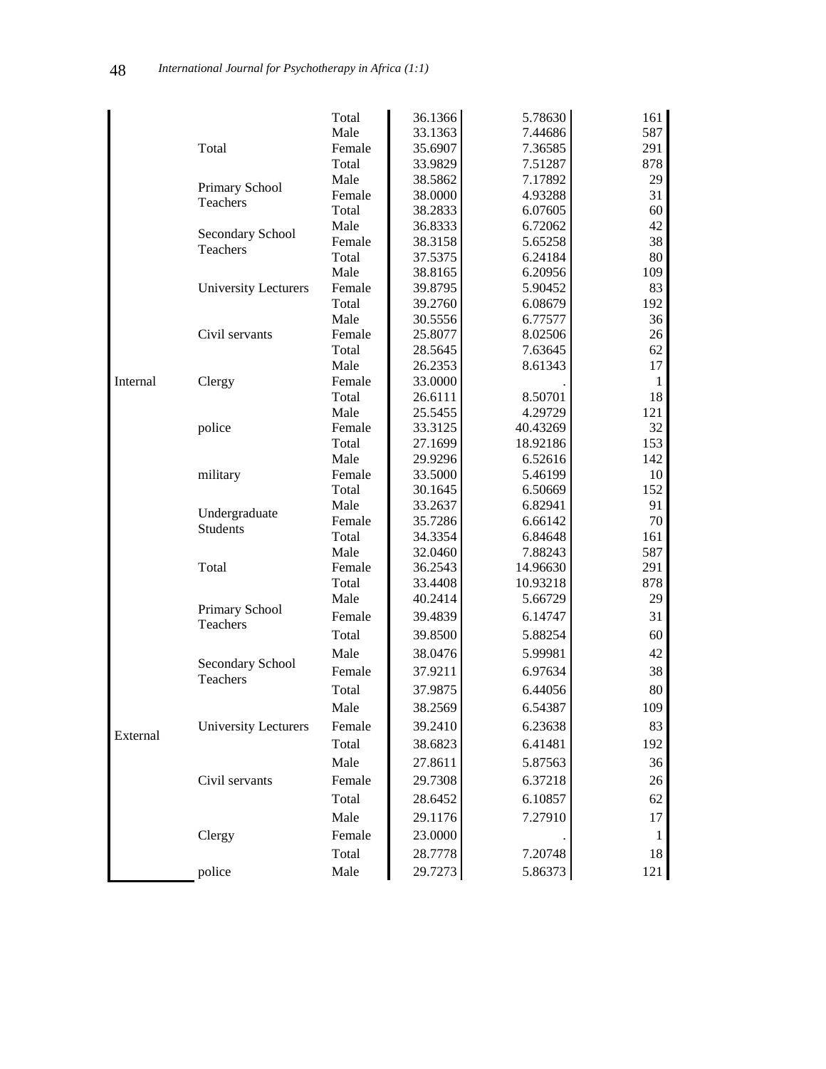| | | | | | |
|---|---|---|---|---|---|
| | | Total | 36.1366 | 5.78630 | 161 |
| | Total | Male | 33.1363 | 7.44686 | 587 |
| | | Female | 35.6907 | 7.36585 | 291 |
| | | Total | 33.9829 | 7.51287 | 878 |
| Internal | Primary School Teachers | Male | 38.5862 | 7.17892 | 29 |
| | | Female | 38.0000 | 4.93288 | 31 |
| | | Total | 38.2833 | 6.07605 | 60 |
| | Secondary School Teachers | Male | 36.8333 | 6.72062 | 42 |
| | | Female | 38.3158 | 5.65258 | 38 |
| | | Total | 37.5375 | 6.24184 | 80 |
| | University Lecturers | Male | 38.8165 | 6.20956 | 109 |
| | | Female | 39.8795 | 5.90452 | 83 |
| | | Total | 39.2760 | 6.08679 | 192 |
| | Civil servants | Male | 30.5556 | 6.77577 | 36 |
| | | Female | 25.8077 | 8.02506 | 26 |
| | | Total | 28.5645 | 7.63645 | 62 |
| | Clergy | Male | 26.2353 | 8.61343 | 17 |
| | | Female | 33.0000 | . | 1 |
| | | Total | 26.6111 | 8.50701 | 18 |
| | police | Male | 25.5455 | 4.29729 | 121 |
| | | Female | 33.3125 | 40.43269 | 32 |
| | | Total | 27.1699 | 18.92186 | 153 |
| | military | Male | 29.9296 | 6.52616 | 142 |
| | | Female | 33.5000 | 5.46199 | 10 |
| | | Total | 30.1645 | 6.50669 | 152 |
| | Undergraduate Students | Male | 33.2637 | 6.82941 | 91 |
| | | Female | 35.7286 | 6.66142 | 70 |
| | | Total | 34.3354 | 6.84648 | 161 |
| | Total | Male | 32.0460 | 7.88243 | 587 |
| | | Female | 36.2543 | 14.96630 | 291 |
| | | Total | 33.4408 | 10.93218 | 878 |
| External | Primary School Teachers | Male | 40.2414 | 5.66729 | 29 |
| | | Female | 39.4839 | 6.14747 | 31 |
| | | Total | 39.8500 | 5.88254 | 60 |
| | Secondary School Teachers | Male | 38.0476 | 5.99981 | 42 |
| | | Female | 37.9211 | 6.97634 | 38 |
| | | Total | 37.9875 | 6.44056 | 80 |
| | University Lecturers | Male | 38.2569 | 6.54387 | 109 |
| | | Female | 39.2410 | 6.23638 | 83 |
| | | Total | 38.6823 | 6.41481 | 192 |
| | Civil servants | Male | 27.8611 | 5.87563 | 36 |
| | | Female | 29.7308 | 6.37218 | 26 |
| | | Total | 28.6452 | 6.10857 | 62 |
| | Clergy | Male | 29.1176 | 7.27910 | 17 |
| | | Female | 23.0000 | . | 1 |
| | | Total | 28.7778 | 7.20748 | 18 |
| | police | Male | 29.7273 | 5.86373 | 121 |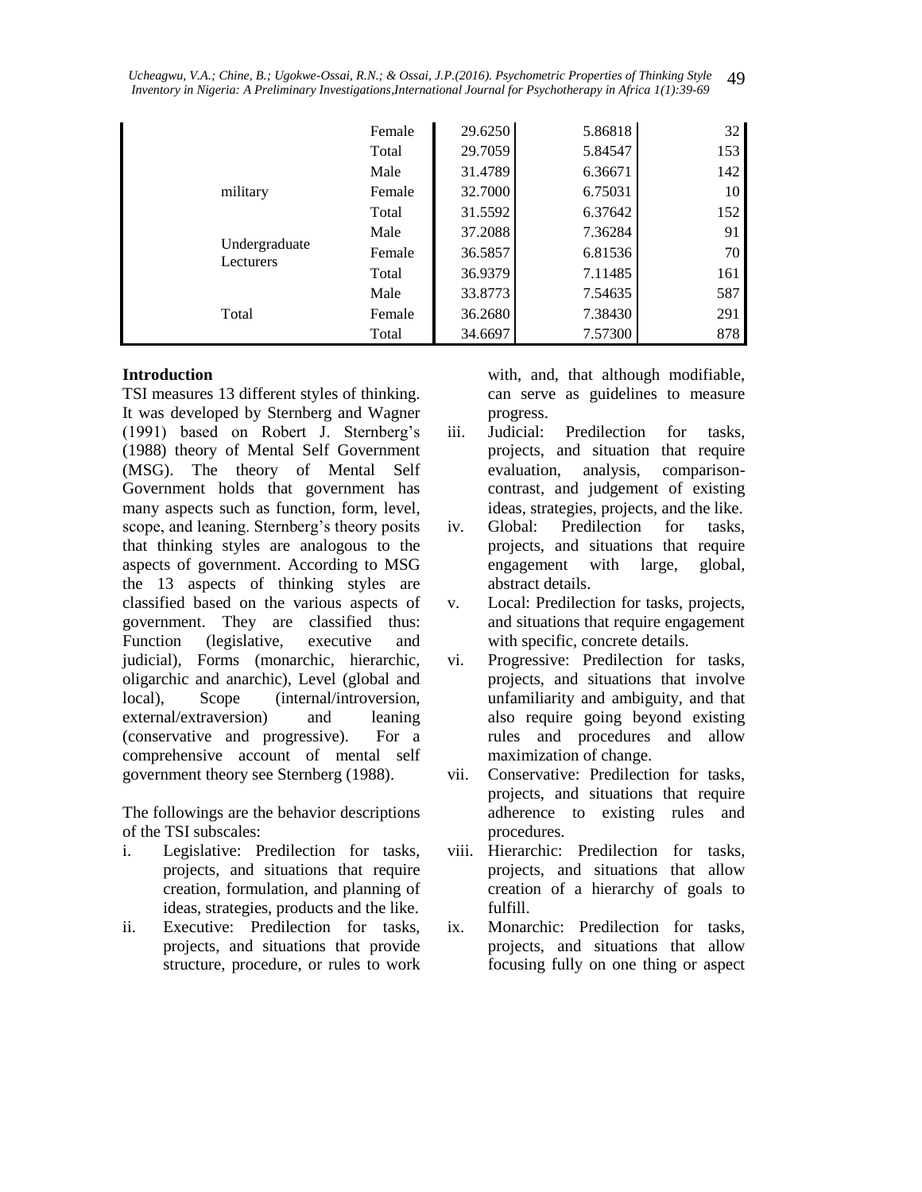| | | | | |
|---|---|---|---|---|
| | Female | 29.6250 | 5.86818 | 32 |
| | Total | 29.7059 | 5.84547 | 153 |
| military | Male | 31.4789 | 6.36671 | 142 |
| | Female | 32.7000 | 6.75031 | 10 |
| | Total | 31.5592 | 6.37642 | 152 |
| Undergraduate Lecturers | Male | 37.2088 | 7.36284 | 91 |
| | Female | 36.5857 | 6.81536 | 70 |
| | Total | 36.9379 | 7.11485 | 161 |
| Total | Male | 33.8773 | 7.54635 | 587 |
| | Female | 36.2680 | 7.38430 | 291 |
| | Total | 34.6697 | 7.57300 | 878 |

**Introduction**

TSI measures 13 different styles of thinking. It was developed by Sternberg and Wagner (1991) based on Robert J. Sternberg's (1988) theory of Mental Self Government (MSG). The theory of Mental Self Government holds that government has many aspects such as function, form, level, scope, and leaning. Sternberg's theory posits that thinking styles are analogous to the aspects of government. According to MSG the 13 aspects of thinking styles are classified based on the various aspects of government. They are classified thus: Function (legislative, executive and judicial), Forms (monarchic, hierarchic, oligarchic and anarchic), Level (global and local), Scope (internal/introversion, external/extraversion) and leaning (conservative and progressive). For a comprehensive account of mental self government theory see Sternberg (1988).

The followings are the behavior descriptions of the TSI subscales:

i. Legislative: Predilection for tasks, projects, and situations that require creation, formulation, and planning of ideas, strategies, products and the like.
ii. Executive: Predilection for tasks, projects, and situations that provide structure, procedure, or rules to work with, and, that although modifiable, can serve as guidelines to measure progress.
iii. Judicial: Predilection for tasks, projects, and situation that require evaluation, analysis, comparison-contrast, and judgement of existing ideas, strategies, projects, and the like.
iv. Global: Predilection for tasks, projects, and situations that require engagement with large, global, abstract details.
v. Local: Predilection for tasks, projects, and situations that require engagement with specific, concrete details.
vi. Progressive: Predilection for tasks, projects, and situations that involve unfamiliarity and ambiguity, and that also require going beyond existing rules and procedures and allow maximization of change.
vii. Conservative: Predilection for tasks, projects, and situations that require adherence to existing rules and procedures.
viii. Hierarchic: Predilection for tasks, projects, and situations that allow creation of a hierarchy of goals to fulfill.
ix. Monarchic: Predilection for tasks, projects, and situations that allow focusing fully on one thing or aspect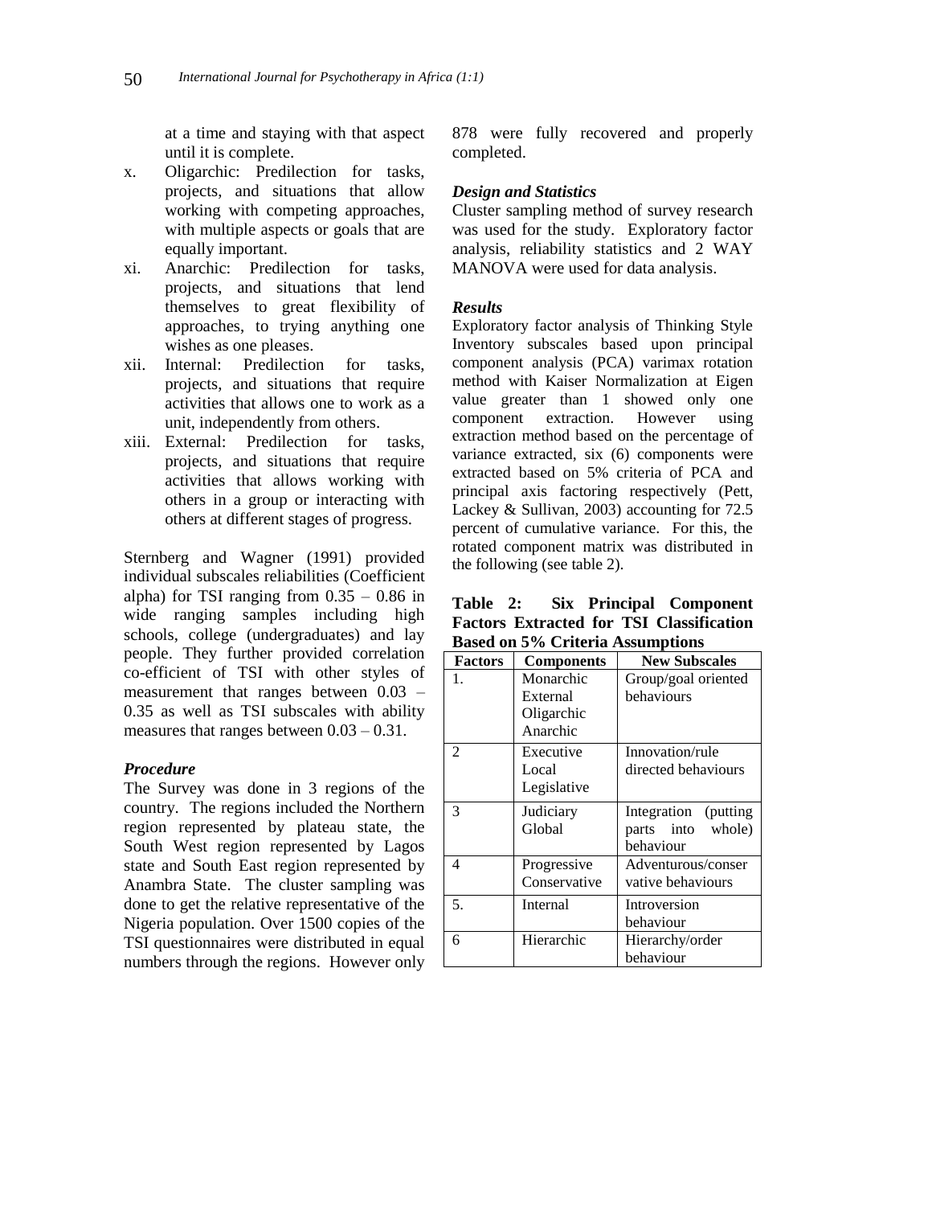at a time and staying with that aspect until it is complete.

x. Oligarchic: Predilection for tasks, projects, and situations that allow working with competing approaches, with multiple aspects or goals that are equally important.

xi. Anarchic: Predilection for tasks, projects, and situations that lend themselves to great flexibility of approaches, to trying anything one wishes as one pleases.

xii. Internal: Predilection for tasks, projects, and situations that require activities that allows one to work as a unit, independently from others.

xiii. External: Predilection for tasks, projects, and situations that require activities that allows working with others in a group or interacting with others at different stages of progress.

Sternberg and Wagner (1991) provided individual subscales reliabilities (Coefficient alpha) for TSI ranging from 0.35 – 0.86 in wide ranging samples including high schools, college (undergraduates) and lay people. They further provided correlation co-efficient of TSI with other styles of measurement that ranges between 0.03 – 0.35 as well as TSI subscales with ability measures that ranges between 0.03 – 0.31.

### *Procedure*

The Survey was done in 3 regions of the country. The regions included the Northern region represented by plateau state, the South West region represented by Lagos state and South East region represented by Anambra State. The cluster sampling was done to get the relative representative of the Nigeria population. Over 1500 copies of the TSI questionnaires were distributed in equal numbers through the regions. However only 878 were fully recovered and properly completed.

### *Design and Statistics*

Cluster sampling method of survey research was used for the study. Exploratory factor analysis, reliability statistics and 2 WAY MANOVA were used for data analysis.

### *Results*

Exploratory factor analysis of Thinking Style Inventory subscales based upon principal component analysis (PCA) varimax rotation method with Kaiser Normalization at Eigen value greater than 1 showed only one component extraction. However using extraction method based on the percentage of variance extracted, six (6) components were extracted based on 5% criteria of PCA and principal axis factoring respectively (Pett, Lackey & Sullivan, 2003) accounting for 72.5 percent of cumulative variance. For this, the rotated component matrix was distributed in the following (see table 2).

**Table 2: Six Principal Component Factors Extracted for TSI Classification Based on 5% Criteria Assumptions**

| Factors | Components | New Subscales |
|---|---|---|
| 1. | Monarchic External Oligarchic Anarchic | Group/goal oriented behaviours |
| 2 | Executive Local Legislative | Innovation/rule directed behaviours |
| 3 | Judiciary Global | Integration (putting parts into whole) behaviour |
| 4 | Progressive Conservative | Adventurous/conservative behaviours |
| 5. | Internal | Introversion behaviour |
| 6 | Hierarchic | Hierarchy/order behaviour |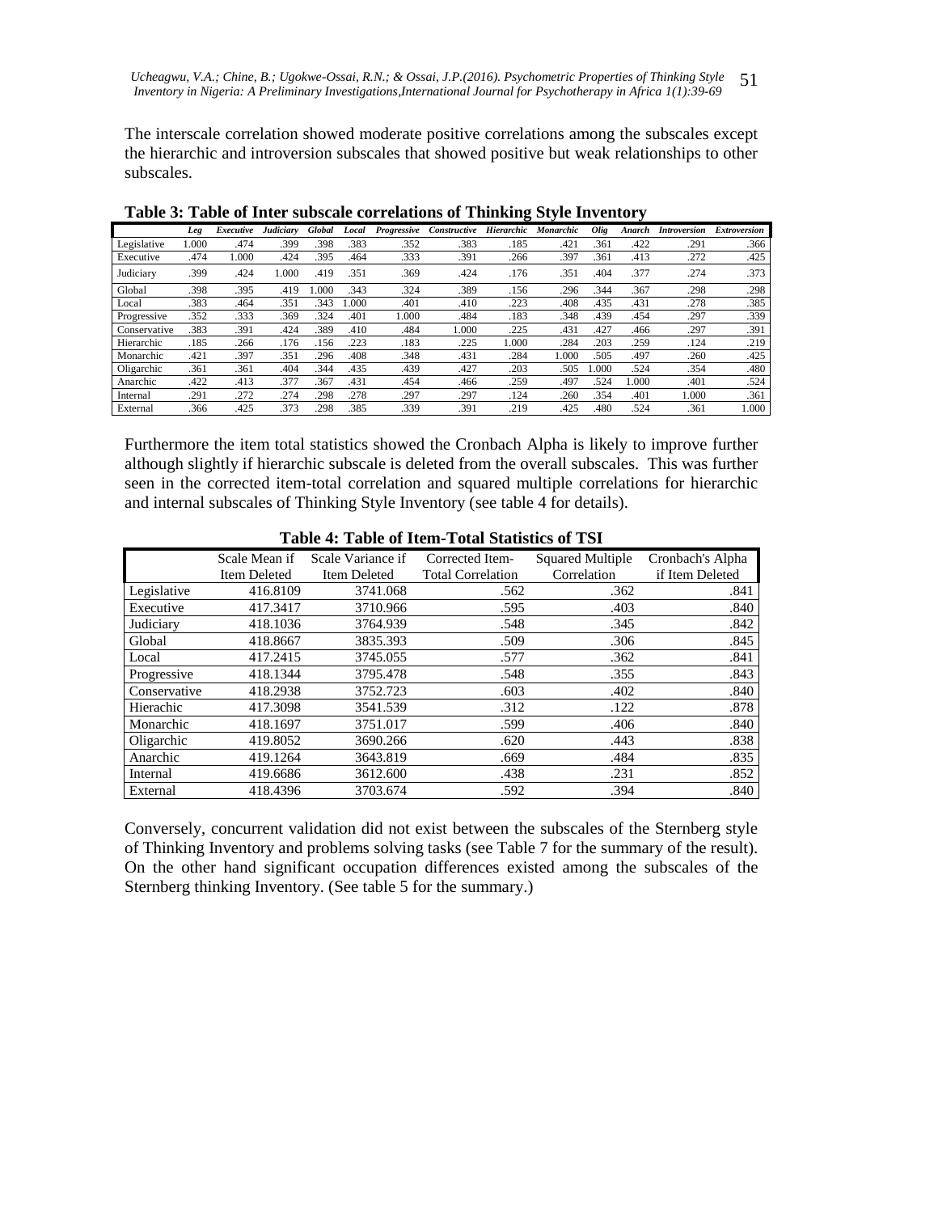The interscale correlation showed moderate positive correlations among the subscales except the hierarchic and introversion subscales that showed positive but weak relationships to other subscales.

**Table 3: Table of Inter subscale correlations of Thinking Style Inventory**

| | *Leg* | *Executive* | *Judiciary* | *Global* | *Local* | *Progressive* | *Constructive* | *Hierarchic* | *Monarchic* | *Olig* | *Anarch* | *Introversion* | *Extroversion* |
|---|---|---|---|---|---|---|---|---|---|---|---|---|---|
| Legislative | 1.000 | .474 | .399 | .398 | .383 | .352 | .383 | .185 | .421 | .361 | .422 | .291 | .366 |
| Executive | .474 | 1.000 | .424 | .395 | .464 | .333 | .391 | .266 | .397 | .361 | .413 | .272 | .425 |
| Judiciary | .399 | .424 | 1.000 | .419 | .351 | .369 | .424 | .176 | .351 | .404 | .377 | .274 | .373 |
| Global | .398 | .395 | .419 | 1.000 | .343 | .324 | .389 | .156 | .296 | .344 | .367 | .298 | .298 |
| Local | .383 | .464 | .351 | .343 | 1.000 | .401 | .410 | .223 | .408 | .435 | .431 | .278 | .385 |
| Progressive | .352 | .333 | .369 | .324 | .401 | 1.000 | .484 | .183 | .348 | .439 | .454 | .297 | .339 |
| Conservative | .383 | .391 | .424 | .389 | .410 | .484 | 1.000 | .225 | .431 | .427 | .466 | .297 | .391 |
| Hierarchic | .185 | .266 | .176 | .156 | .223 | .183 | .225 | 1.000 | .284 | .203 | .259 | .124 | .219 |
| Monarchic | .421 | .397 | .351 | .296 | .408 | .348 | .431 | .284 | 1.000 | .505 | .497 | .260 | .425 |
| Oligarchic | .361 | .361 | .404 | .344 | .435 | .439 | .427 | .203 | .505 | 1.000 | .524 | .354 | .480 |
| Anarchic | .422 | .413 | .377 | .367 | .431 | .454 | .466 | .259 | .497 | .524 | 1.000 | .401 | .524 |
| Internal | .291 | .272 | .274 | .298 | .278 | .297 | .297 | .124 | .260 | .354 | .401 | 1.000 | .361 |
| External | .366 | .425 | .373 | .298 | .385 | .339 | .391 | .219 | .425 | .480 | .524 | .361 | 1.000 |

Furthermore the item total statistics showed the Cronbach Alpha is likely to improve further although slightly if hierarchic subscale is deleted from the overall subscales. This was further seen in the corrected item-total correlation and squared multiple correlations for hierarchic and internal subscales of Thinking Style Inventory (see table 4 for details).

**Table 4: Table of Item-Total Statistics of TSI**

| | Scale Mean if Item Deleted | Scale Variance if Item Deleted | Corrected Item-Total Correlation | Squared Multiple Correlation | Cronbach's Alpha if Item Deleted |
|---|---|---|---|---|---|
| Legislative | 416.8109 | 3741.068 | .562 | .362 | .841 |
| Executive | 417.3417 | 3710.966 | .595 | .403 | .840 |
| Judiciary | 418.1036 | 3764.939 | .548 | .345 | .842 |
| Global | 418.8667 | 3835.393 | .509 | .306 | .845 |
| Local | 417.2415 | 3745.055 | .577 | .362 | .841 |
| Progressive | 418.1344 | 3795.478 | .548 | .355 | .843 |
| Conservative | 418.2938 | 3752.723 | .603 | .402 | .840 |
| Hierachic | 417.3098 | 3541.539 | .312 | .122 | .878 |
| Monarchic | 418.1697 | 3751.017 | .599 | .406 | .840 |
| Oligarchic | 419.8052 | 3690.266 | .620 | .443 | .838 |
| Anarchic | 419.1264 | 3643.819 | .669 | .484 | .835 |
| Internal | 419.6686 | 3612.600 | .438 | .231 | .852 |
| External | 418.4396 | 3703.674 | .592 | .394 | .840 |

Conversely, concurrent validation did not exist between the subscales of the Sternberg style of Thinking Inventory and problems solving tasks (see Table 7 for the summary of the result). On the other hand significant occupation differences existed among the subscales of the Sternberg thinking Inventory. (See table 5 for the summary.)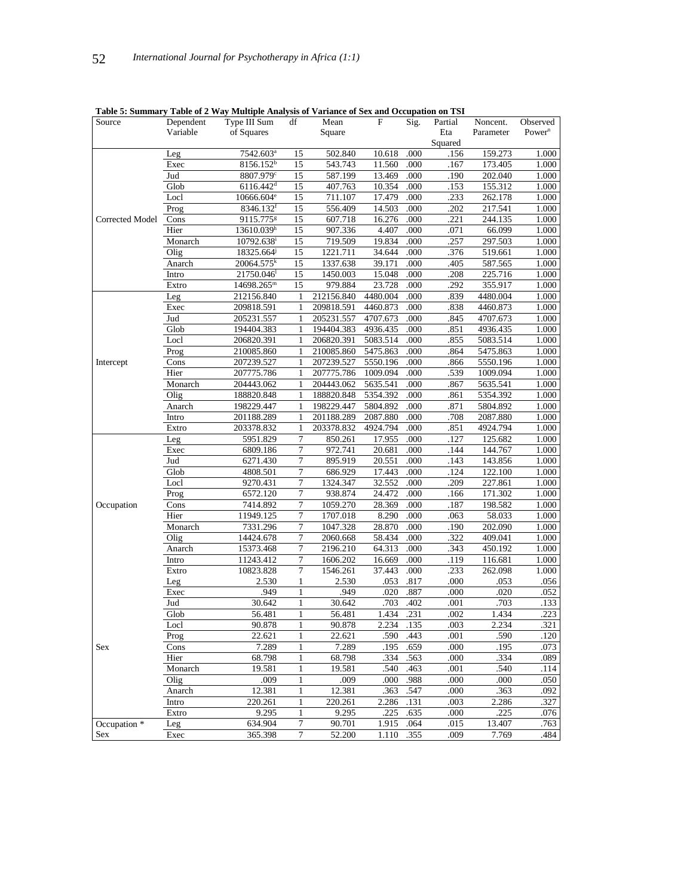**Table 5: Summary Table of 2 Way Multiple Analysis of Variance of Sex and Occupation on TSI**

| Source | Dependent Variable | Type III Sum of Squares | df | Mean Square | F | Sig. | Partial Eta Squared | Noncent. Parameter | Observed Power[n] |
|---|---|---|---|---|---|---|---|---|---|
| Corrected Model | Leg | 7542.603[a] | 15 | 502.840 | 10.618 | .000 | .156 | 159.273 | 1.000 |
| | Exec | 8156.152[b] | 15 | 543.743 | 11.560 | .000 | .167 | 173.405 | 1.000 |
| | Jud | 8807.979[c] | 15 | 587.199 | 13.469 | .000 | .190 | 202.040 | 1.000 |
| | Glob | 6116.442[d] | 15 | 407.763 | 10.354 | .000 | .153 | 155.312 | 1.000 |
| | Locl | 10666.604[e] | 15 | 711.107 | 17.479 | .000 | .233 | 262.178 | 1.000 |
| | Prog | 8346.132[f] | 15 | 556.409 | 14.503 | .000 | .202 | 217.541 | 1.000 |
| | Cons | 9115.775[g] | 15 | 607.718 | 16.276 | .000 | .221 | 244.135 | 1.000 |
| | Hier | 13610.039[h] | 15 | 907.336 | 4.407 | .000 | .071 | 66.099 | 1.000 |
| | Monarch | 10792.638[i] | 15 | 719.509 | 19.834 | .000 | .257 | 297.503 | 1.000 |
| | Olig | 18325.664[j] | 15 | 1221.711 | 34.644 | .000 | .376 | 519.661 | 1.000 |
| | Anarch | 20064.575[k] | 15 | 1337.638 | 39.171 | .000 | .405 | 587.565 | 1.000 |
| | Intro | 21750.046[l] | 15 | 1450.003 | 15.048 | .000 | .208 | 225.716 | 1.000 |
| | Extro | 14698.265[m] | 15 | 979.884 | 23.728 | .000 | .292 | 355.917 | 1.000 |
| Intercept | Leg | 212156.840 | 1 | 212156.840 | 4480.004 | .000 | .839 | 4480.004 | 1.000 |
| | Exec | 209818.591 | 1 | 209818.591 | 4460.873 | .000 | .838 | 4460.873 | 1.000 |
| | Jud | 205231.557 | 1 | 205231.557 | 4707.673 | .000 | .845 | 4707.673 | 1.000 |
| | Glob | 194404.383 | 1 | 194404.383 | 4936.435 | .000 | .851 | 4936.435 | 1.000 |
| | Locl | 206820.391 | 1 | 206820.391 | 5083.514 | .000 | .855 | 5083.514 | 1.000 |
| | Prog | 210085.860 | 1 | 210085.860 | 5475.863 | .000 | .864 | 5475.863 | 1.000 |
| | Cons | 207239.527 | 1 | 207239.527 | 5550.196 | .000 | .866 | 5550.196 | 1.000 |
| | Hier | 207775.786 | 1 | 207775.786 | 1009.094 | .000 | .539 | 1009.094 | 1.000 |
| | Monarch | 204443.062 | 1 | 204443.062 | 5635.541 | .000 | .867 | 5635.541 | 1.000 |
| | Olig | 188820.848 | 1 | 188820.848 | 5354.392 | .000 | .861 | 5354.392 | 1.000 |
| | Anarch | 198229.447 | 1 | 198229.447 | 5804.892 | .000 | .871 | 5804.892 | 1.000 |
| | Intro | 201188.289 | 1 | 201188.289 | 2087.880 | .000 | .708 | 2087.880 | 1.000 |
| | Extro | 203378.832 | 1 | 203378.832 | 4924.794 | .000 | .851 | 4924.794 | 1.000 |
| Occupation | Leg | 5951.829 | 7 | 850.261 | 17.955 | .000 | .127 | 125.682 | 1.000 |
| | Exec | 6809.186 | 7 | 972.741 | 20.681 | .000 | .144 | 144.767 | 1.000 |
| | Jud | 6271.430 | 7 | 895.919 | 20.551 | .000 | .143 | 143.856 | 1.000 |
| | Glob | 4808.501 | 7 | 686.929 | 17.443 | .000 | .124 | 122.100 | 1.000 |
| | Locl | 9270.431 | 7 | 1324.347 | 32.552 | .000 | .209 | 227.861 | 1.000 |
| | Prog | 6572.120 | 7 | 938.874 | 24.472 | .000 | .166 | 171.302 | 1.000 |
| | Cons | 7414.892 | 7 | 1059.270 | 28.369 | .000 | .187 | 198.582 | 1.000 |
| | Hier | 11949.125 | 7 | 1707.018 | 8.290 | .000 | .063 | 58.033 | 1.000 |
| | Monarch | 7331.296 | 7 | 1047.328 | 28.870 | .000 | .190 | 202.090 | 1.000 |
| | Olig | 14424.678 | 7 | 2060.668 | 58.434 | .000 | .322 | 409.041 | 1.000 |
| | Anarch | 15373.468 | 7 | 2196.210 | 64.313 | .000 | .343 | 450.192 | 1.000 |
| | Intro | 11243.412 | 7 | 1606.202 | 16.669 | .000 | .119 | 116.681 | 1.000 |
| | Extro | 10823.828 | 7 | 1546.261 | 37.443 | .000 | .233 | 262.098 | 1.000 |
| Sex | Leg | 2.530 | 1 | 2.530 | .053 | .817 | .000 | .053 | .056 |
| | Exec | .949 | 1 | .949 | .020 | .887 | .000 | .020 | .052 |
| | Jud | 30.642 | 1 | 30.642 | .703 | .402 | .001 | .703 | .133 |
| | Glob | 56.481 | 1 | 56.481 | 1.434 | .231 | .002 | 1.434 | .223 |
| | Locl | 90.878 | 1 | 90.878 | 2.234 | .135 | .003 | 2.234 | .321 |
| | Prog | 22.621 | 1 | 22.621 | .590 | .443 | .001 | .590 | .120 |
| | Cons | 7.289 | 1 | 7.289 | .195 | .659 | .000 | .195 | .073 |
| | Hier | 68.798 | 1 | 68.798 | .334 | .563 | .000 | .334 | .089 |
| | Monarch | 19.581 | 1 | 19.581 | .540 | .463 | .001 | .540 | .114 |
| | Olig | .009 | 1 | .009 | .000 | .988 | .000 | .000 | .050 |
| | Anarch | 12.381 | 1 | 12.381 | .363 | .547 | .000 | .363 | .092 |
| | Intro | 220.261 | 1 | 220.261 | 2.286 | .131 | .003 | 2.286 | .327 |
| | Extro | 9.295 | 1 | 9.295 | .225 | .635 | .000 | .225 | .076 |
| Occupation * Sex | Leg | 634.904 | 7 | 90.701 | 1.915 | .064 | .015 | 13.407 | .763 |
| | Exec | 365.398 | 7 | 52.200 | 1.110 | .355 | .009 | 7.769 | .484 |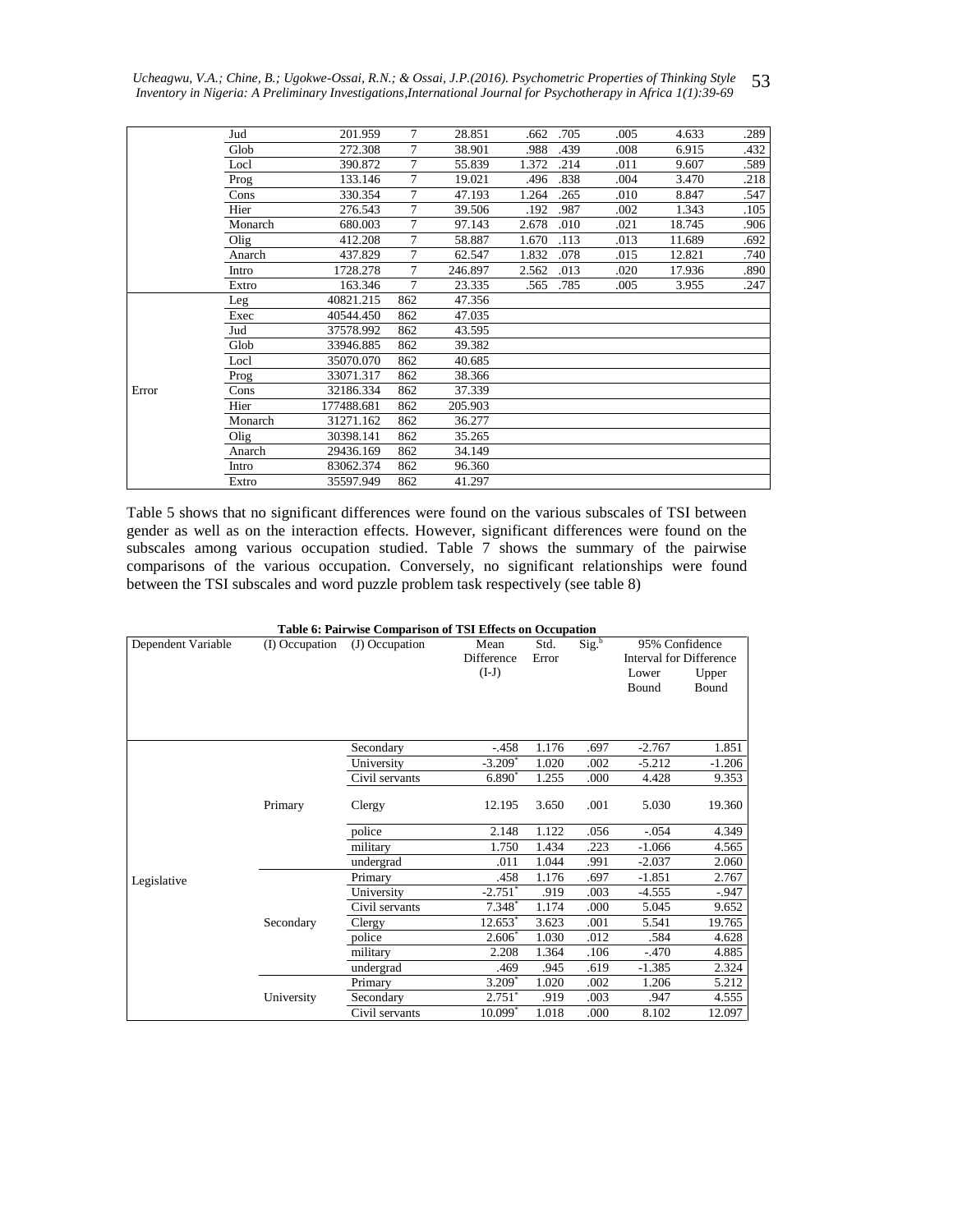| | Jud | 201.959 | 7 | 28.851 | .662 | .705 | .005 | 4.633 | .289 |
|---|---|---|---|---|---|---|---|---|---|
| | Glob | 272.308 | 7 | 38.901 | .988 | .439 | .008 | 6.915 | .432 |
| | Locl | 390.872 | 7 | 55.839 | 1.372 | .214 | .011 | 9.607 | .589 |
| | Prog | 133.146 | 7 | 19.021 | .496 | .838 | .004 | 3.470 | .218 |
| | Cons | 330.354 | 7 | 47.193 | 1.264 | .265 | .010 | 8.847 | .547 |
| | Hier | 276.543 | 7 | 39.506 | .192 | .987 | .002 | 1.343 | .105 |
| | Monarch | 680.003 | 7 | 97.143 | 2.678 | .010 | .021 | 18.745 | .906 |
| | Olig | 412.208 | 7 | 58.887 | 1.670 | .113 | .013 | 11.689 | .692 |
| | Anarch | 437.829 | 7 | 62.547 | 1.832 | .078 | .015 | 12.821 | .740 |
| | Intro | 1728.278 | 7 | 246.897 | 2.562 | .013 | .020 | 17.936 | .890 |
| | Extro | 163.346 | 7 | 23.335 | .565 | .785 | .005 | 3.955 | .247 |
| Error | Leg | 40821.215 | 862 | 47.356 | | | | | |
| | Exec | 40544.450 | 862 | 47.035 | | | | | |
| | Jud | 37578.992 | 862 | 43.595 | | | | | |
| | Glob | 33946.885 | 862 | 39.382 | | | | | |
| | Locl | 35070.070 | 862 | 40.685 | | | | | |
| | Prog | 33071.317 | 862 | 38.366 | | | | | |
| | Cons | 32186.334 | 862 | 37.339 | | | | | |
| | Hier | 177488.681 | 862 | 205.903 | | | | | |
| | Monarch | 31271.162 | 862 | 36.277 | | | | | |
| | Olig | 30398.141 | 862 | 35.265 | | | | | |
| | Anarch | 29436.169 | 862 | 34.149 | | | | | |
| | Intro | 83062.374 | 862 | 96.360 | | | | | |
| | Extro | 35597.949 | 862 | 41.297 | | | | | |

Table 5 shows that no significant differences were found on the various subscales of TSI between gender as well as on the interaction effects. However, significant differences were found on the subscales among various occupation studied. Table 7 shows the summary of the pairwise comparisons of the various occupation. Conversely, no significant relationships were found between the TSI subscales and word puzzle problem task respectively (see table 8)

**Table 6: Pairwise Comparison of TSI Effects on Occupation**

| Dependent Variable | (I) Occupation | (J) Occupation | Mean Difference (I-J) | Std. Error | Sig.[b] | 95% Confidence Interval for Difference Lower Bound | Upper Bound |
|---|---|---|---|---|---|---|---|
| Legislative | Primary | Secondary | -.458 | 1.176 | .697 | -2.767 | 1.851 |
| | | University | -3.209* | 1.020 | .002 | -5.212 | -1.206 |
| | | Civil servants | 6.890* | 1.255 | .000 | 4.428 | 9.353 |
| | | Clergy | 12.195 | 3.650 | .001 | 5.030 | 19.360 |
| | | police | 2.148 | 1.122 | .056 | -.054 | 4.349 |
| | | military | 1.750 | 1.434 | .223 | -1.066 | 4.565 |
| | | undergrad | .011 | 1.044 | .991 | -2.037 | 2.060 |
| | Secondary | Primary | .458 | 1.176 | .697 | -1.851 | 2.767 |
| | | University | -2.751* | .919 | .003 | -4.555 | -.947 |
| | | Civil servants | 7.348* | 1.174 | .000 | 5.045 | 9.652 |
| | | Clergy | 12.653* | 3.623 | .001 | 5.541 | 19.765 |
| | | police | 2.606* | 1.030 | .012 | .584 | 4.628 |
| | | military | 2.208 | 1.364 | .106 | -.470 | 4.885 |
| | | undergrad | .469 | .945 | .619 | -1.385 | 2.324 |
| | University | Primary | 3.209* | 1.020 | .002 | 1.206 | 5.212 |
| | | Secondary | 2.751* | .919 | .003 | .947 | 4.555 |
| | | Civil servants | 10.099* | 1.018 | .000 | 8.102 | 12.097 |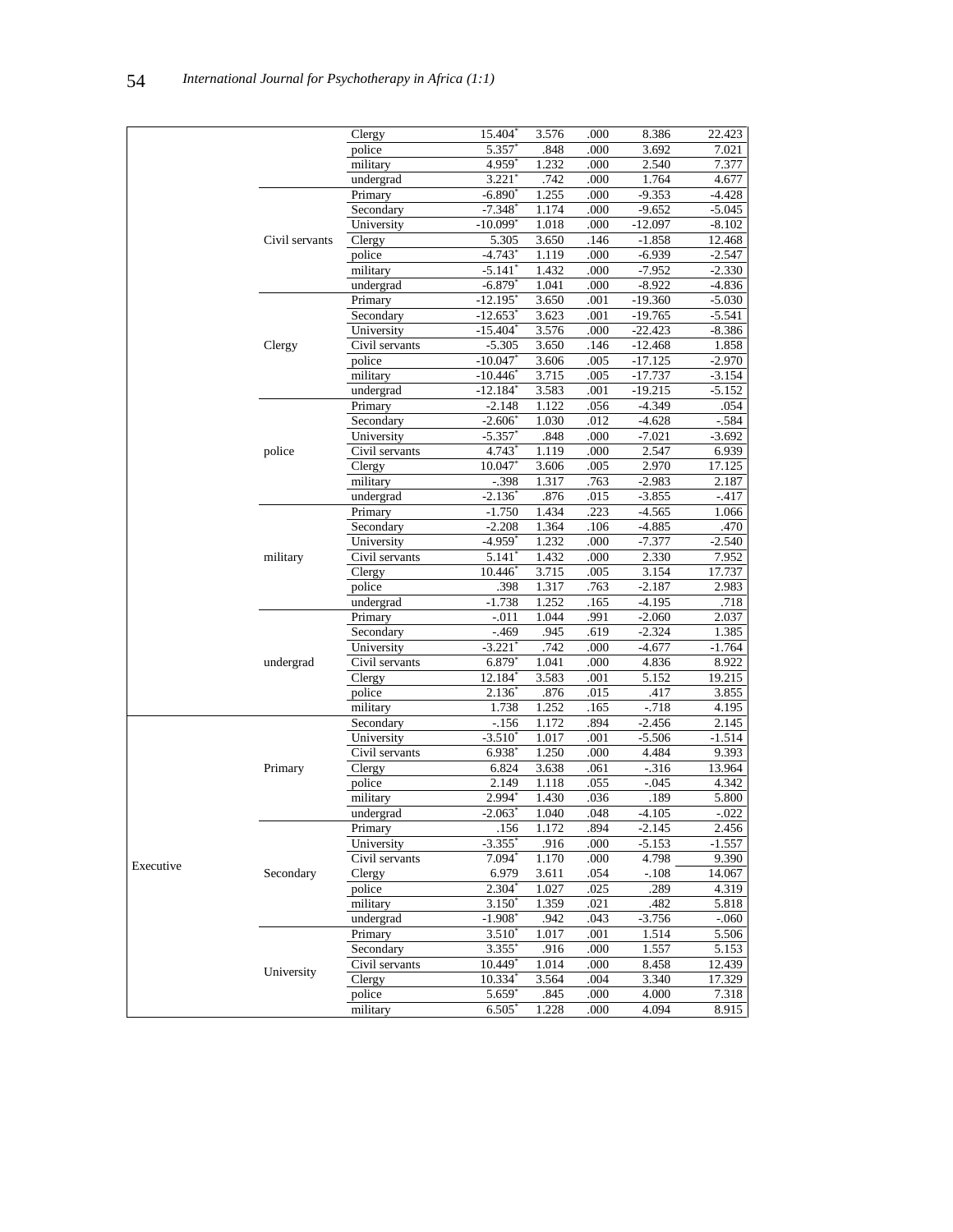| | | | | | | | |
|---|---|---|---|---|---|---|---|
| | | Clergy | 15.404* | 3.576 | .000 | 8.386 | 22.423 |
| | | police | 5.357* | .848 | .000 | 3.692 | 7.021 |
| | | military | 4.959* | 1.232 | .000 | 2.540 | 7.377 |
| | | undergrad | 3.221* | .742 | .000 | 1.764 | 4.677 |
| | Civil servants | Primary | -6.890* | 1.255 | .000 | -9.353 | -4.428 |
| | | Secondary | -7.348* | 1.174 | .000 | -9.652 | -5.045 |
| | | University | -10.099* | 1.018 | .000 | -12.097 | -8.102 |
| | | Clergy | 5.305 | 3.650 | .146 | -1.858 | 12.468 |
| | | police | -4.743* | 1.119 | .000 | -6.939 | -2.547 |
| | | military | -5.141* | 1.432 | .000 | -7.952 | -2.330 |
| | | undergrad | -6.879* | 1.041 | .000 | -8.922 | -4.836 |
| | Clergy | Primary | -12.195* | 3.650 | .001 | -19.360 | -5.030 |
| | | Secondary | -12.653* | 3.623 | .001 | -19.765 | -5.541 |
| | | University | -15.404* | 3.576 | .000 | -22.423 | -8.386 |
| | | Civil servants | -5.305 | 3.650 | .146 | -12.468 | 1.858 |
| | | police | -10.047* | 3.606 | .005 | -17.125 | -2.970 |
| | | military | -10.446* | 3.715 | .005 | -17.737 | -3.154 |
| | | undergrad | -12.184* | 3.583 | .001 | -19.215 | -5.152 |
| | police | Primary | -2.148 | 1.122 | .056 | -4.349 | .054 |
| | | Secondary | -2.606* | 1.030 | .012 | -4.628 | -.584 |
| | | University | -5.357* | .848 | .000 | -7.021 | -3.692 |
| | | Civil servants | 4.743* | 1.119 | .000 | 2.547 | 6.939 |
| | | Clergy | 10.047* | 3.606 | .005 | 2.970 | 17.125 |
| | | military | -.398 | 1.317 | .763 | -2.983 | 2.187 |
| | | undergrad | -2.136* | .876 | .015 | -3.855 | -.417 |
| | military | Primary | -1.750 | 1.434 | .223 | -4.565 | 1.066 |
| | | Secondary | -2.208 | 1.364 | .106 | -4.885 | .470 |
| | | University | -4.959* | 1.232 | .000 | -7.377 | -2.540 |
| | | Civil servants | 5.141* | 1.432 | .000 | 2.330 | 7.952 |
| | | Clergy | 10.446* | 3.715 | .005 | 3.154 | 17.737 |
| | | police | .398 | 1.317 | .763 | -2.187 | 2.983 |
| | | undergrad | -1.738 | 1.252 | .165 | -4.195 | .718 |
| | undergrad | Primary | -.011 | 1.044 | .991 | -2.060 | 2.037 |
| | | Secondary | -.469 | .945 | .619 | -2.324 | 1.385 |
| | | University | -3.221* | .742 | .000 | -4.677 | -1.764 |
| | | Civil servants | 6.879* | 1.041 | .000 | 4.836 | 8.922 |
| | | Clergy | 12.184* | 3.583 | .001 | 5.152 | 19.215 |
| | | police | 2.136* | .876 | .015 | .417 | 3.855 |
| | | military | 1.738 | 1.252 | .165 | -.718 | 4.195 |
| Executive | Primary | Secondary | -.156 | 1.172 | .894 | -2.456 | 2.145 |
| | | University | -3.510* | 1.017 | .001 | -5.506 | -1.514 |
| | | Civil servants | 6.938* | 1.250 | .000 | 4.484 | 9.393 |
| | | Clergy | 6.824 | 3.638 | .061 | -.316 | 13.964 |
| | | police | 2.149 | 1.118 | .055 | -.045 | 4.342 |
| | | military | 2.994* | 1.430 | .036 | .189 | 5.800 |
| | | undergrad | -2.063* | 1.040 | .048 | -4.105 | -.022 |
| | Secondary | Primary | .156 | 1.172 | .894 | -2.145 | 2.456 |
| | | University | -3.355* | .916 | .000 | -5.153 | -1.557 |
| | | Civil servants | 7.094* | 1.170 | .000 | 4.798 | 9.390 |
| | | Clergy | 6.979 | 3.611 | .054 | -.108 | 14.067 |
| | | police | 2.304* | 1.027 | .025 | .289 | 4.319 |
| | | military | 3.150* | 1.359 | .021 | .482 | 5.818 |
| | | undergrad | -1.908* | .942 | .043 | -3.756 | -.060 |
| | University | Primary | 3.510* | 1.017 | .001 | 1.514 | 5.506 |
| | | Secondary | 3.355* | .916 | .000 | 1.557 | 5.153 |
| | | Civil servants | 10.449* | 1.014 | .000 | 8.458 | 12.439 |
| | | Clergy | 10.334* | 3.564 | .004 | 3.340 | 17.329 |
| | | police | 5.659* | .845 | .000 | 4.000 | 7.318 |
| | | military | 6.505* | 1.228 | .000 | 4.094 | 8.915 |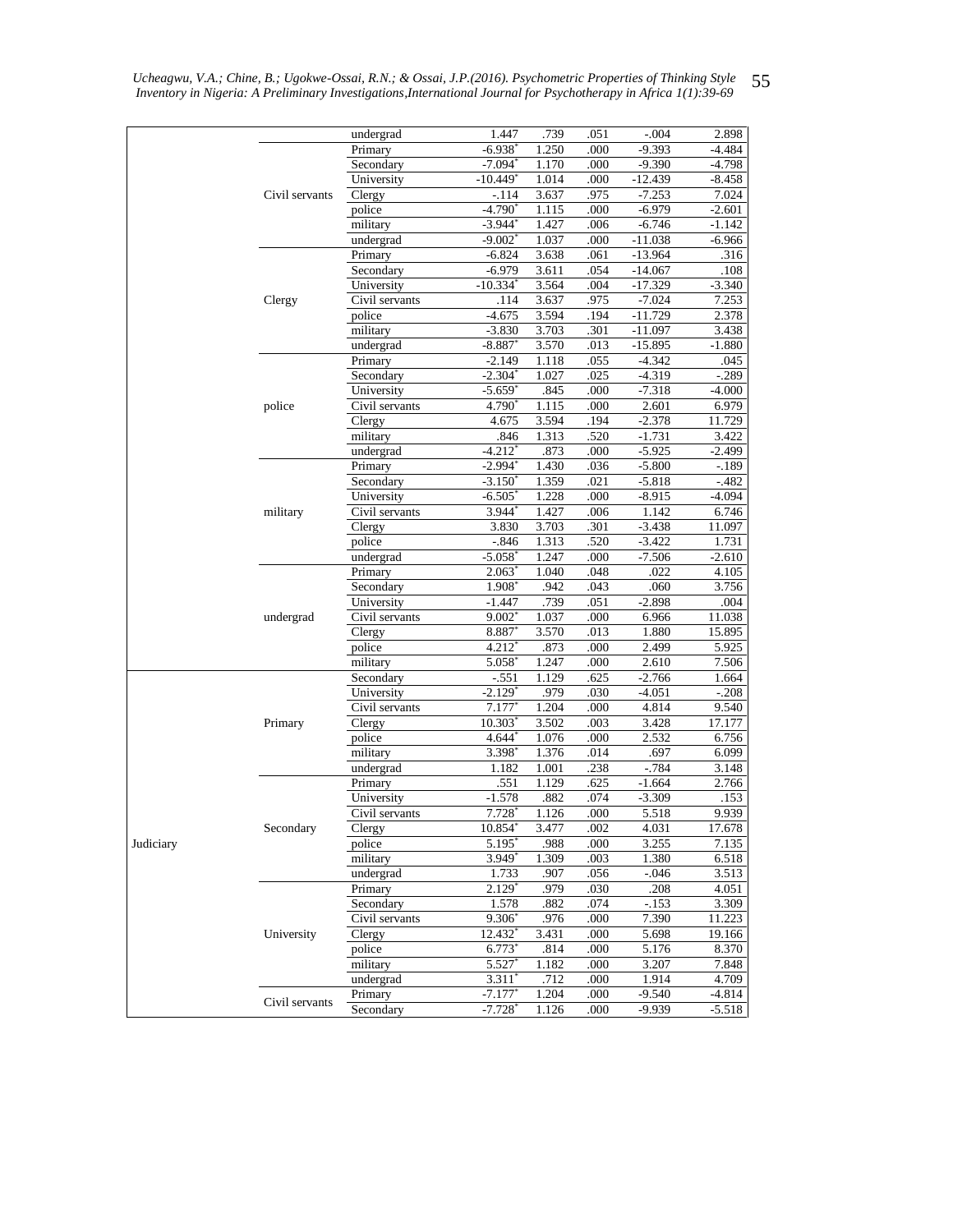| | | | | | | | |
|---|---|---|---|---|---|---|---|
| | | undergrad | 1.447 | .739 | .051 | -.004 | 2.898 |
| | Civil servants | Primary | -6.938* | 1.250 | .000 | -9.393 | -4.484 |
| | | Secondary | -7.094* | 1.170 | .000 | -9.390 | -4.798 |
| | | University | -10.449* | 1.014 | .000 | -12.439 | -8.458 |
| | | Clergy | -.114 | 3.637 | .975 | -7.253 | 7.024 |
| | | police | -4.790* | 1.115 | .000 | -6.979 | -2.601 |
| | | military | -3.944* | 1.427 | .006 | -6.746 | -1.142 |
| | | undergrad | -9.002* | 1.037 | .000 | -11.038 | -6.966 |
| | Clergy | Primary | -6.824 | 3.638 | .061 | -13.964 | .316 |
| | | Secondary | -6.979 | 3.611 | .054 | -14.067 | .108 |
| | | University | -10.334* | 3.564 | .004 | -17.329 | -3.340 |
| | | Civil servants | .114 | 3.637 | .975 | -7.024 | 7.253 |
| | | police | -4.675 | 3.594 | .194 | -11.729 | 2.378 |
| | | military | -3.830 | 3.703 | .301 | -11.097 | 3.438 |
| | | undergrad | -8.887* | 3.570 | .013 | -15.895 | -1.880 |
| | police | Primary | -2.149 | 1.118 | .055 | -4.342 | .045 |
| | | Secondary | -2.304* | 1.027 | .025 | -4.319 | -.289 |
| | | University | -5.659* | .845 | .000 | -7.318 | -4.000 |
| | | Civil servants | 4.790* | 1.115 | .000 | 2.601 | 6.979 |
| | | Clergy | 4.675 | 3.594 | .194 | -2.378 | 11.729 |
| | | military | .846 | 1.313 | .520 | -1.731 | 3.422 |
| | | undergrad | -4.212* | .873 | .000 | -5.925 | -2.499 |
| | military | Primary | -2.994* | 1.430 | .036 | -5.800 | -.189 |
| | | Secondary | -3.150* | 1.359 | .021 | -5.818 | -.482 |
| | | University | -6.505* | 1.228 | .000 | -8.915 | -4.094 |
| | | Civil servants | 3.944* | 1.427 | .006 | 1.142 | 6.746 |
| | | Clergy | 3.830 | 3.703 | .301 | -3.438 | 11.097 |
| | | police | -.846 | 1.313 | .520 | -3.422 | 1.731 |
| | | undergrad | -5.058* | 1.247 | .000 | -7.506 | -2.610 |
| | undergrad | Primary | 2.063* | 1.040 | .048 | .022 | 4.105 |
| | | Secondary | 1.908* | .942 | .043 | .060 | 3.756 |
| | | University | -1.447 | .739 | .051 | -2.898 | .004 |
| | | Civil servants | 9.002* | 1.037 | .000 | 6.966 | 11.038 |
| | | Clergy | 8.887* | 3.570 | .013 | 1.880 | 15.895 |
| | | police | 4.212* | .873 | .000 | 2.499 | 5.925 |
| | | military | 5.058* | 1.247 | .000 | 2.610 | 7.506 |
| Judiciary | Primary | Secondary | -.551 | 1.129 | .625 | -2.766 | 1.664 |
| | | University | -2.129* | .979 | .030 | -4.051 | -.208 |
| | | Civil servants | 7.177* | 1.204 | .000 | 4.814 | 9.540 |
| | | Clergy | 10.303* | 3.502 | .003 | 3.428 | 17.177 |
| | | police | 4.644* | 1.076 | .000 | 2.532 | 6.756 |
| | | military | 3.398* | 1.376 | .014 | .697 | 6.099 |
| | | undergrad | 1.182 | 1.001 | .238 | -.784 | 3.148 |
| | Secondary | Primary | .551 | 1.129 | .625 | -1.664 | 2.766 |
| | | University | -1.578 | .882 | .074 | -3.309 | .153 |
| | | Civil servants | 7.728* | 1.126 | .000 | 5.518 | 9.939 |
| | | Clergy | 10.854* | 3.477 | .002 | 4.031 | 17.678 |
| | | police | 5.195* | .988 | .000 | 3.255 | 7.135 |
| | | military | 3.949* | 1.309 | .003 | 1.380 | 6.518 |
| | | undergrad | 1.733 | .907 | .056 | -.046 | 3.513 |
| | University | Primary | 2.129* | .979 | .030 | .208 | 4.051 |
| | | Secondary | 1.578 | .882 | .074 | -.153 | 3.309 |
| | | Civil servants | 9.306* | .976 | .000 | 7.390 | 11.223 |
| | | Clergy | 12.432* | 3.431 | .000 | 5.698 | 19.166 |
| | | police | 6.773* | .814 | .000 | 5.176 | 8.370 |
| | | military | 5.527* | 1.182 | .000 | 3.207 | 7.848 |
| | | undergrad | 3.311* | .712 | .000 | 1.914 | 4.709 |
| | Civil servants | Primary | -7.177* | 1.204 | .000 | -9.540 | -4.814 |
| | | Secondary | -7.728* | 1.126 | .000 | -9.939 | -5.518 |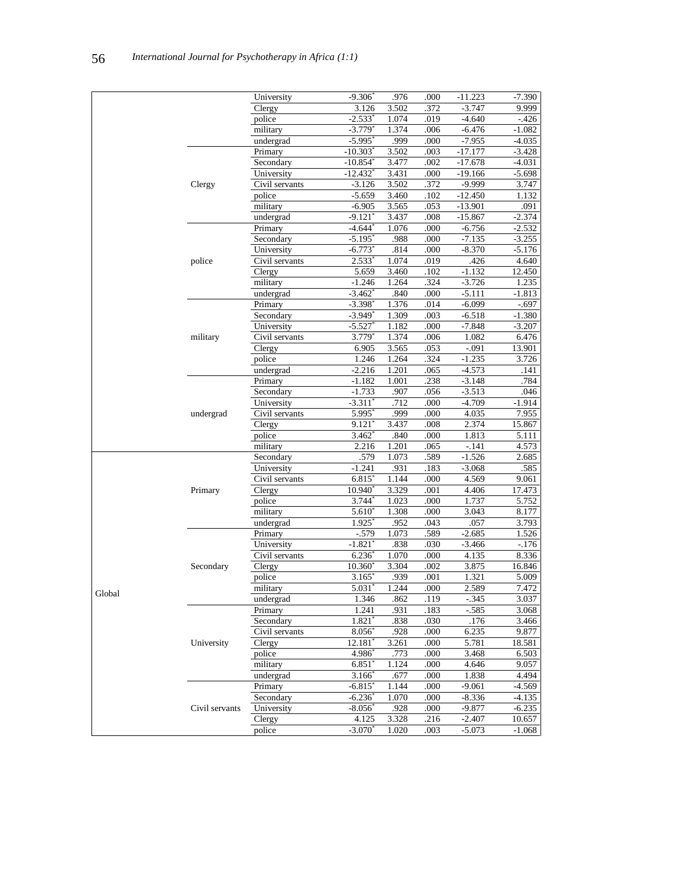| | | | | | | | |
|---|---|---|---|---|---|---|---|
| | | University | -9.306* | .976 | .000 | -11.223 | -7.390 |
| | | Clergy | 3.126 | 3.502 | .372 | -3.747 | 9.999 |
| | | police | -2.533* | 1.074 | .019 | -4.640 | -.426 |
| | | military | -3.779* | 1.374 | .006 | -6.476 | -1.082 |
| | | undergrad | -5.995* | .999 | .000 | -7.955 | -4.035 |
| | Clergy | Primary | -10.303* | 3.502 | .003 | -17.177 | -3.428 |
| | | Secondary | -10.854* | 3.477 | .002 | -17.678 | -4.031 |
| | | University | -12.432* | 3.431 | .000 | -19.166 | -5.698 |
| | | Civil servants | -3.126 | 3.502 | .372 | -9.999 | 3.747 |
| | | police | -5.659 | 3.460 | .102 | -12.450 | 1.132 |
| | | military | -6.905 | 3.565 | .053 | -13.901 | .091 |
| | | undergrad | -9.121* | 3.437 | .008 | -15.867 | -2.374 |
| | police | Primary | -4.644* | 1.076 | .000 | -6.756 | -2.532 |
| | | Secondary | -5.195* | .988 | .000 | -7.135 | -3.255 |
| | | University | -6.773* | .814 | .000 | -8.370 | -5.176 |
| | | Civil servants | 2.533* | 1.074 | .019 | .426 | 4.640 |
| | | Clergy | 5.659 | 3.460 | .102 | -1.132 | 12.450 |
| | | military | -1.246 | 1.264 | .324 | -3.726 | 1.235 |
| | | undergrad | -3.462* | .840 | .000 | -5.111 | -1.813 |
| | military | Primary | -3.398* | 1.376 | .014 | -6.099 | -.697 |
| | | Secondary | -3.949* | 1.309 | .003 | -6.518 | -1.380 |
| | | University | -5.527* | 1.182 | .000 | -7.848 | -3.207 |
| | | Civil servants | 3.779* | 1.374 | .006 | 1.082 | 6.476 |
| | | Clergy | 6.905 | 3.565 | .053 | -.091 | 13.901 |
| | | police | 1.246 | 1.264 | .324 | -1.235 | 3.726 |
| | | undergrad | -2.216 | 1.201 | .065 | -4.573 | .141 |
| | undergrad | Primary | -1.182 | 1.001 | .238 | -3.148 | .784 |
| | | Secondary | -1.733 | .907 | .056 | -3.513 | .046 |
| | | University | -3.311* | .712 | .000 | -4.709 | -1.914 |
| | | Civil servants | 5.995* | .999 | .000 | 4.035 | 7.955 |
| | | Clergy | 9.121* | 3.437 | .008 | 2.374 | 15.867 |
| | | police | 3.462* | .840 | .000 | 1.813 | 5.111 |
| | | military | 2.216 | 1.201 | .065 | -.141 | 4.573 |
| Global | Primary | Secondary | .579 | 1.073 | .589 | -1.526 | 2.685 |
| | | University | -1.241 | .931 | .183 | -3.068 | .585 |
| | | Civil servants | 6.815* | 1.144 | .000 | 4.569 | 9.061 |
| | | Clergy | 10.940* | 3.329 | .001 | 4.406 | 17.473 |
| | | police | 3.744* | 1.023 | .000 | 1.737 | 5.752 |
| | | military | 5.610* | 1.308 | .000 | 3.043 | 8.177 |
| | | undergrad | 1.925* | .952 | .043 | .057 | 3.793 |
| | Secondary | Primary | -.579 | 1.073 | .589 | -2.685 | 1.526 |
| | | University | -1.821* | .838 | .030 | -3.466 | -.176 |
| | | Civil servants | 6.236* | 1.070 | .000 | 4.135 | 8.336 |
| | | Clergy | 10.360* | 3.304 | .002 | 3.875 | 16.846 |
| | | police | 3.165* | .939 | .001 | 1.321 | 5.009 |
| | | military | 5.031* | 1.244 | .000 | 2.589 | 7.472 |
| | | undergrad | 1.346 | .862 | .119 | -.345 | 3.037 |
| | University | Primary | 1.241 | .931 | .183 | -.585 | 3.068 |
| | | Secondary | 1.821* | .838 | .030 | .176 | 3.466 |
| | | Civil servants | 8.056* | .928 | .000 | 6.235 | 9.877 |
| | | Clergy | 12.181* | 3.261 | .000 | 5.781 | 18.581 |
| | | police | 4.986* | .773 | .000 | 3.468 | 6.503 |
| | | military | 6.851* | 1.124 | .000 | 4.646 | 9.057 |
| | | undergrad | 3.166* | .677 | .000 | 1.838 | 4.494 |
| | Civil servants | Primary | -6.815* | 1.144 | .000 | -9.061 | -4.569 |
| | | Secondary | -6.236* | 1.070 | .000 | -8.336 | -4.135 |
| | | University | -8.056* | .928 | .000 | -9.877 | -6.235 |
| | | Clergy | 4.125 | 3.328 | .216 | -2.407 | 10.657 |
| | | police | -3.070* | 1.020 | .003 | -5.073 | -1.068 |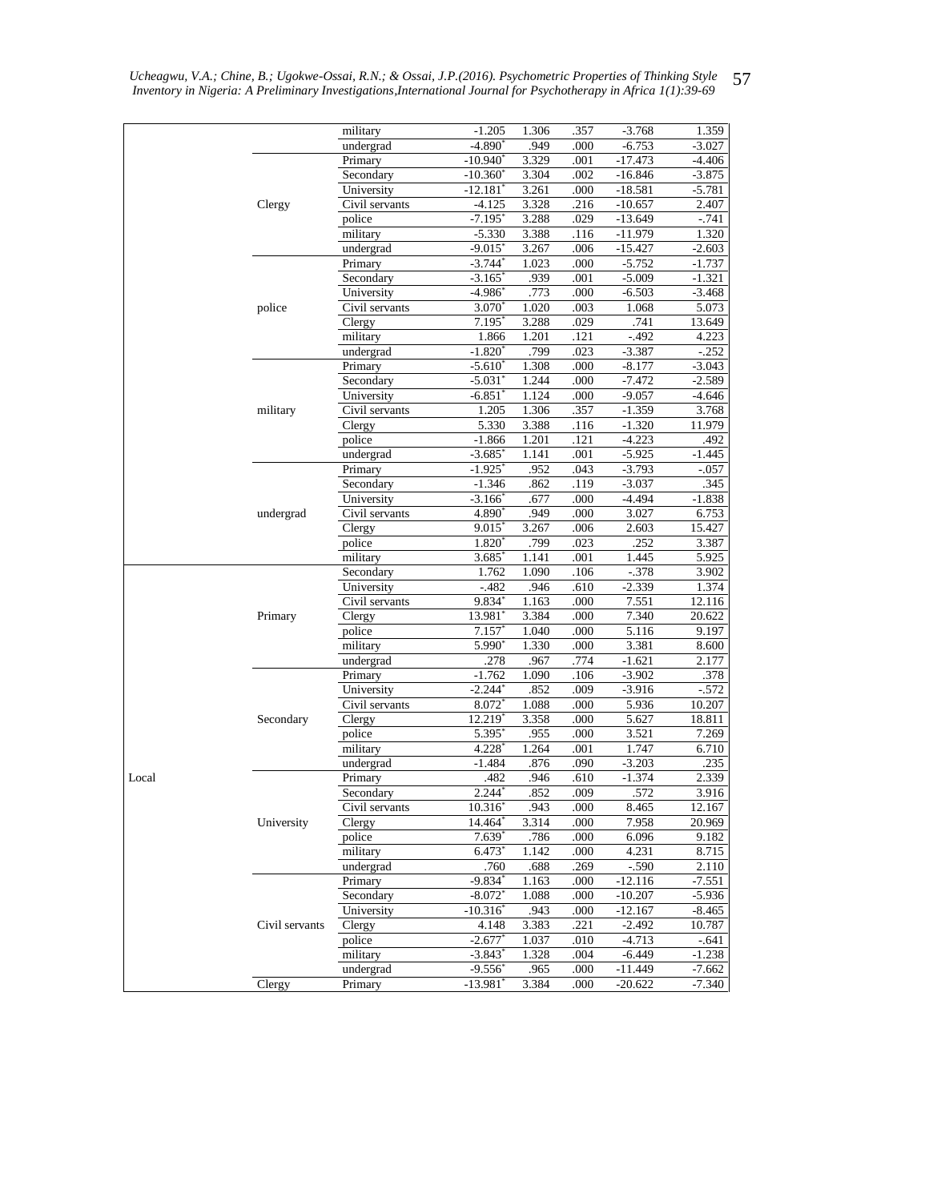| | | | | | | | |
|---|---|---|---|---|---|---|---|
| | | military | -1.205 | 1.306 | .357 | -3.768 | 1.359 |
| | | undergrad | -4.890* | .949 | .000 | -6.753 | -3.027 |
| | Clergy | Primary | -10.940* | 3.329 | .001 | -17.473 | -4.406 |
| | | Secondary | -10.360* | 3.304 | .002 | -16.846 | -3.875 |
| | | University | -12.181* | 3.261 | .000 | -18.581 | -5.781 |
| | | Civil servants | -4.125 | 3.328 | .216 | -10.657 | 2.407 |
| | | police | -7.195* | 3.288 | .029 | -13.649 | -.741 |
| | | military | -5.330 | 3.388 | .116 | -11.979 | 1.320 |
| | | undergrad | -9.015* | 3.267 | .006 | -15.427 | -2.603 |
| | police | Primary | -3.744* | 1.023 | .000 | -5.752 | -1.737 |
| | | Secondary | -3.165* | .939 | .001 | -5.009 | -1.321 |
| | | University | -4.986* | .773 | .000 | -6.503 | -3.468 |
| | | Civil servants | 3.070* | 1.020 | .003 | 1.068 | 5.073 |
| | | Clergy | 7.195* | 3.288 | .029 | .741 | 13.649 |
| | | military | 1.866 | 1.201 | .121 | -.492 | 4.223 |
| | | undergrad | -1.820* | .799 | .023 | -3.387 | -.252 |
| | military | Primary | -5.610* | 1.308 | .000 | -8.177 | -3.043 |
| | | Secondary | -5.031* | 1.244 | .000 | -7.472 | -2.589 |
| | | University | -6.851* | 1.124 | .000 | -9.057 | -4.646 |
| | | Civil servants | 1.205 | 1.306 | .357 | -1.359 | 3.768 |
| | | Clergy | 5.330 | 3.388 | .116 | -1.320 | 11.979 |
| | | police | -1.866 | 1.201 | .121 | -4.223 | .492 |
| | | undergrad | -3.685* | 1.141 | .001 | -5.925 | -1.445 |
| | undergrad | Primary | -1.925* | .952 | .043 | -3.793 | -.057 |
| | | Secondary | -1.346 | .862 | .119 | -3.037 | .345 |
| | | University | -3.166* | .677 | .000 | -4.494 | -1.838 |
| | | Civil servants | 4.890* | .949 | .000 | 3.027 | 6.753 |
| | | Clergy | 9.015* | 3.267 | .006 | 2.603 | 15.427 |
| | | police | 1.820* | .799 | .023 | .252 | 3.387 |
| | | military | 3.685* | 1.141 | .001 | 1.445 | 5.925 |
| Local | Primary | Secondary | 1.762 | 1.090 | .106 | -.378 | 3.902 |
| | | University | -.482 | .946 | .610 | -2.339 | 1.374 |
| | | Civil servants | 9.834* | 1.163 | .000 | 7.551 | 12.116 |
| | | Clergy | 13.981* | 3.384 | .000 | 7.340 | 20.622 |
| | | police | 7.157* | 1.040 | .000 | 5.116 | 9.197 |
| | | military | 5.990* | 1.330 | .000 | 3.381 | 8.600 |
| | | undergrad | .278 | .967 | .774 | -1.621 | 2.177 |
| | Secondary | Primary | -1.762 | 1.090 | .106 | -3.902 | .378 |
| | | University | -2.244* | .852 | .009 | -3.916 | -.572 |
| | | Civil servants | 8.072* | 1.088 | .000 | 5.936 | 10.207 |
| | | Clergy | 12.219* | 3.358 | .000 | 5.627 | 18.811 |
| | | police | 5.395* | .955 | .000 | 3.521 | 7.269 |
| | | military | 4.228* | 1.264 | .001 | 1.747 | 6.710 |
| | | undergrad | -1.484 | .876 | .090 | -3.203 | .235 |
| | University | Primary | .482 | .946 | .610 | -1.374 | 2.339 |
| | | Secondary | 2.244* | .852 | .009 | .572 | 3.916 |
| | | Civil servants | 10.316* | .943 | .000 | 8.465 | 12.167 |
| | | Clergy | 14.464* | 3.314 | .000 | 7.958 | 20.969 |
| | | police | 7.639* | .786 | .000 | 6.096 | 9.182 |
| | | military | 6.473* | 1.142 | .000 | 4.231 | 8.715 |
| | | undergrad | .760 | .688 | .269 | -.590 | 2.110 |
| | Civil servants | Primary | -9.834* | 1.163 | .000 | -12.116 | -7.551 |
| | | Secondary | -8.072* | 1.088 | .000 | -10.207 | -5.936 |
| | | University | -10.316* | .943 | .000 | -12.167 | -8.465 |
| | | Clergy | 4.148 | 3.383 | .221 | -2.492 | 10.787 |
| | | police | -2.677* | 1.037 | .010 | -4.713 | -.641 |
| | | military | -3.843* | 1.328 | .004 | -6.449 | -1.238 |
| | | undergrad | -9.556* | .965 | .000 | -11.449 | -7.662 |
| | Clergy | Primary | -13.981* | 3.384 | .000 | -20.622 | -7.340 |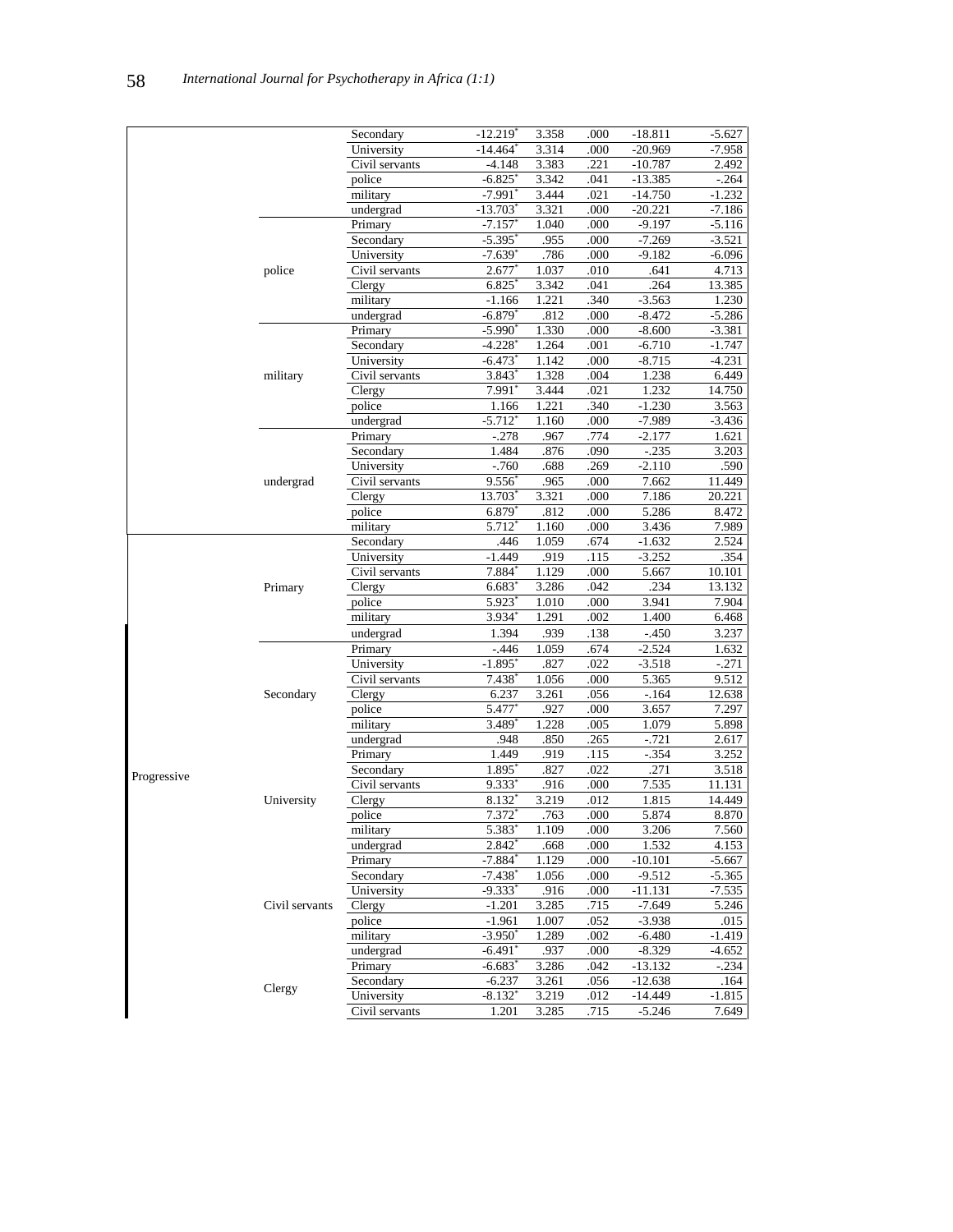| | | | | | | | |
|---|---|---|---|---|---|---|---|
| | | Secondary | -12.219* | 3.358 | .000 | -18.811 | -5.627 |
| | | University | -14.464* | 3.314 | .000 | -20.969 | -7.958 |
| | | Civil servants | -4.148 | 3.383 | .221 | -10.787 | 2.492 |
| | | police | -6.825* | 3.342 | .041 | -13.385 | -.264 |
| | | military | -7.991* | 3.444 | .021 | -14.750 | -1.232 |
| | | undergrad | -13.703* | 3.321 | .000 | -20.221 | -7.186 |
| | police | Primary | -7.157* | 1.040 | .000 | -9.197 | -5.116 |
| | | Secondary | -5.395* | .955 | .000 | -7.269 | -3.521 |
| | | University | -7.639* | .786 | .000 | -9.182 | -6.096 |
| | | Civil servants | 2.677* | 1.037 | .010 | .641 | 4.713 |
| | | Clergy | 6.825* | 3.342 | .041 | .264 | 13.385 |
| | | military | -1.166 | 1.221 | .340 | -3.563 | 1.230 |
| | | undergrad | -6.879* | .812 | .000 | -8.472 | -5.286 |
| | military | Primary | -5.990* | 1.330 | .000 | -8.600 | -3.381 |
| | | Secondary | -4.228* | 1.264 | .001 | -6.710 | -1.747 |
| | | University | -6.473* | 1.142 | .000 | -8.715 | -4.231 |
| | | Civil servants | 3.843* | 1.328 | .004 | 1.238 | 6.449 |
| | | Clergy | 7.991* | 3.444 | .021 | 1.232 | 14.750 |
| | | police | 1.166 | 1.221 | .340 | -1.230 | 3.563 |
| | | undergrad | -5.712* | 1.160 | .000 | -7.989 | -3.436 |
| | undergrad | Primary | -.278 | .967 | .774 | -2.177 | 1.621 |
| | | Secondary | 1.484 | .876 | .090 | -.235 | 3.203 |
| | | University | -.760 | .688 | .269 | -2.110 | .590 |
| | | Civil servants | 9.556* | .965 | .000 | 7.662 | 11.449 |
| | | Clergy | 13.703* | 3.321 | .000 | 7.186 | 20.221 |
| | | police | 6.879* | .812 | .000 | 5.286 | 8.472 |
| | | military | 5.712* | 1.160 | .000 | 3.436 | 7.989 |
| Progressive | Primary | Secondary | .446 | 1.059 | .674 | -1.632 | 2.524 |
| | | University | -1.449 | .919 | .115 | -3.252 | .354 |
| | | Civil servants | 7.884* | 1.129 | .000 | 5.667 | 10.101 |
| | | Clergy | 6.683* | 3.286 | .042 | .234 | 13.132 |
| | | police | 5.923* | 1.010 | .000 | 3.941 | 7.904 |
| | | military | 3.934* | 1.291 | .002 | 1.400 | 6.468 |
| | | undergrad | 1.394 | .939 | .138 | -.450 | 3.237 |
| | Secondary | Primary | -.446 | 1.059 | .674 | -2.524 | 1.632 |
| | | University | -1.895* | .827 | .022 | -3.518 | -.271 |
| | | Civil servants | 7.438* | 1.056 | .000 | 5.365 | 9.512 |
| | | Clergy | 6.237 | 3.261 | .056 | -.164 | 12.638 |
| | | police | 5.477* | .927 | .000 | 3.657 | 7.297 |
| | | military | 3.489* | 1.228 | .005 | 1.079 | 5.898 |
| | | undergrad | .948 | .850 | .265 | -.721 | 2.617 |
| | University | Primary | 1.449 | .919 | .115 | -.354 | 3.252 |
| | | Secondary | 1.895* | .827 | .022 | .271 | 3.518 |
| | | Civil servants | 9.333* | .916 | .000 | 7.535 | 11.131 |
| | | Clergy | 8.132* | 3.219 | .012 | 1.815 | 14.449 |
| | | police | 7.372* | .763 | .000 | 5.874 | 8.870 |
| | | military | 5.383* | 1.109 | .000 | 3.206 | 7.560 |
| | | undergrad | 2.842* | .668 | .000 | 1.532 | 4.153 |
| | Civil servants | Primary | -7.884* | 1.129 | .000 | -10.101 | -5.667 |
| | | Secondary | -7.438* | 1.056 | .000 | -9.512 | -5.365 |
| | | University | -9.333* | .916 | .000 | -11.131 | -7.535 |
| | | Clergy | -1.201 | 3.285 | .715 | -7.649 | 5.246 |
| | | police | -1.961 | 1.007 | .052 | -3.938 | .015 |
| | | military | -3.950* | 1.289 | .002 | -6.480 | -1.419 |
| | | undergrad | -6.491* | .937 | .000 | -8.329 | -4.652 |
| | Clergy | Primary | -6.683* | 3.286 | .042 | -13.132 | -.234 |
| | | Secondary | -6.237 | 3.261 | .056 | -12.638 | .164 |
| | | University | -8.132* | 3.219 | .012 | -14.449 | -1.815 |
| | | Civil servants | 1.201 | 3.285 | .715 | -5.246 | 7.649 |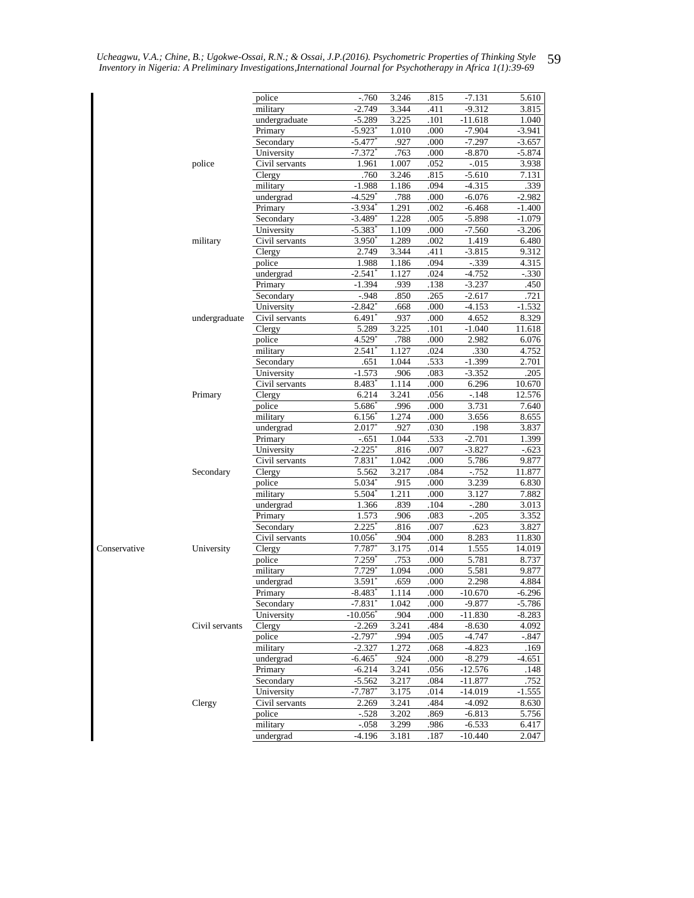| | | | | | | | |
|---|---|---|---|---|---|---|---|
| | | police | -.760 | 3.246 | .815 | -7.131 | 5.610 |
| | | military | -2.749 | 3.344 | .411 | -9.312 | 3.815 |
| | | undergraduate | -5.289 | 3.225 | .101 | -11.618 | 1.040 |
| | | Primary | -5.923* | 1.010 | .000 | -7.904 | -3.941 |
| | | Secondary | -5.477* | .927 | .000 | -7.297 | -3.657 |
| | | University | -7.372* | .763 | .000 | -8.870 | -5.874 |
| | police | Civil servants | 1.961 | 1.007 | .052 | -.015 | 3.938 |
| | | Clergy | .760 | 3.246 | .815 | -5.610 | 7.131 |
| | | military | -1.988 | 1.186 | .094 | -4.315 | .339 |
| | | undergrad | -4.529* | .788 | .000 | -6.076 | -2.982 |
| | | Primary | -3.934* | 1.291 | .002 | -6.468 | -1.400 |
| | | Secondary | -3.489* | 1.228 | .005 | -5.898 | -1.079 |
| | | University | -5.383* | 1.109 | .000 | -7.560 | -3.206 |
| | military | Civil servants | 3.950* | 1.289 | .002 | 1.419 | 6.480 |
| | | Clergy | 2.749 | 3.344 | .411 | -3.815 | 9.312 |
| | | police | 1.988 | 1.186 | .094 | -.339 | 4.315 |
| | | undergrad | -2.541* | 1.127 | .024 | -4.752 | -.330 |
| | | Primary | -1.394 | .939 | .138 | -3.237 | .450 |
| | | Secondary | -.948 | .850 | .265 | -2.617 | .721 |
| | | University | -2.842* | .668 | .000 | -4.153 | -1.532 |
| | undergraduate | Civil servants | 6.491* | .937 | .000 | 4.652 | 8.329 |
| | | Clergy | 5.289 | 3.225 | .101 | -1.040 | 11.618 |
| | | police | 4.529* | .788 | .000 | 2.982 | 6.076 |
| | | military | 2.541* | 1.127 | .024 | .330 | 4.752 |
| | | Secondary | .651 | 1.044 | .533 | -1.399 | 2.701 |
| | | University | -1.573 | .906 | .083 | -3.352 | .205 |
| | | Civil servants | 8.483* | 1.114 | .000 | 6.296 | 10.670 |
| | Primary | Clergy | 6.214 | 3.241 | .056 | -.148 | 12.576 |
| | | police | 5.686* | .996 | .000 | 3.731 | 7.640 |
| | | military | 6.156* | 1.274 | .000 | 3.656 | 8.655 |
| | | undergrad | 2.017* | .927 | .030 | .198 | 3.837 |
| | | Primary | -.651 | 1.044 | .533 | -2.701 | 1.399 |
| | | University | -2.225* | .816 | .007 | -3.827 | -.623 |
| | | Civil servants | 7.831* | 1.042 | .000 | 5.786 | 9.877 |
| | Secondary | Clergy | 5.562 | 3.217 | .084 | -.752 | 11.877 |
| | | police | 5.034* | .915 | .000 | 3.239 | 6.830 |
| | | military | 5.504* | 1.211 | .000 | 3.127 | 7.882 |
| | | undergrad | 1.366 | .839 | .104 | -.280 | 3.013 |
| | | Primary | 1.573 | .906 | .083 | -.205 | 3.352 |
| | | Secondary | 2.225* | .816 | .007 | .623 | 3.827 |
| | | Civil servants | 10.056* | .904 | .000 | 8.283 | 11.830 |
| Conservative | University | Clergy | 7.787* | 3.175 | .014 | 1.555 | 14.019 |
| | | police | 7.259* | .753 | .000 | 5.781 | 8.737 |
| | | military | 7.729* | 1.094 | .000 | 5.581 | 9.877 |
| | | undergrad | 3.591* | .659 | .000 | 2.298 | 4.884 |
| | | Primary | -8.483* | 1.114 | .000 | -10.670 | -6.296 |
| | | Secondary | -7.831* | 1.042 | .000 | -9.877 | -5.786 |
| | | University | -10.056* | .904 | .000 | -11.830 | -8.283 |
| | Civil servants | Clergy | -2.269 | 3.241 | .484 | -8.630 | 4.092 |
| | | police | -2.797* | .994 | .005 | -4.747 | -.847 |
| | | military | -2.327 | 1.272 | .068 | -4.823 | .169 |
| | | undergrad | -6.465* | .924 | .000 | -8.279 | -4.651 |
| | | Primary | -6.214 | 3.241 | .056 | -12.576 | .148 |
| | | Secondary | -5.562 | 3.217 | .084 | -11.877 | .752 |
| | | University | -7.787* | 3.175 | .014 | -14.019 | -1.555 |
| | Clergy | Civil servants | 2.269 | 3.241 | .484 | -4.092 | 8.630 |
| | | police | -.528 | 3.202 | .869 | -6.813 | 5.756 |
| | | military | -.058 | 3.299 | .986 | -6.533 | 6.417 |
| | | undergrad | -4.196 | 3.181 | .187 | -10.440 | 2.047 |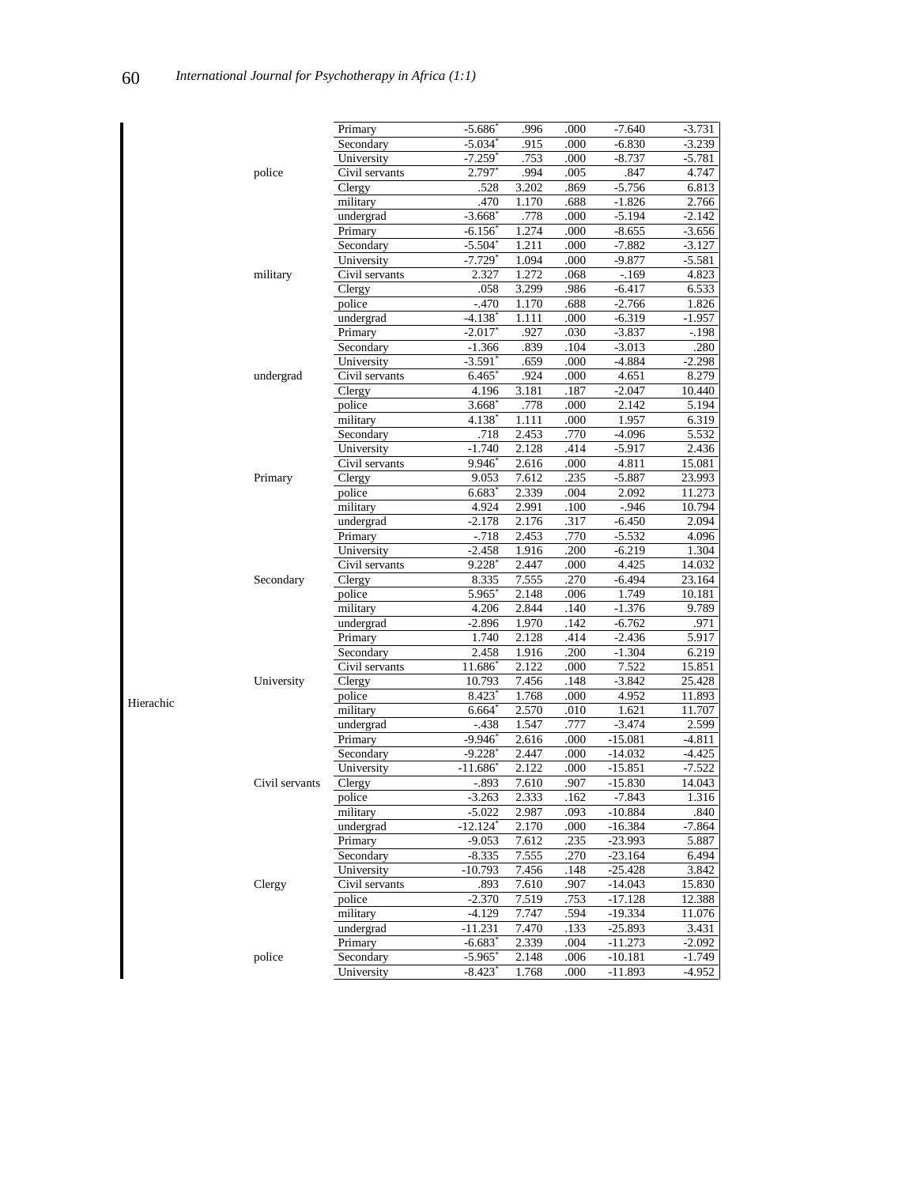| | | | | | | |
|---|---|---|---|---|---|---|
| | | Primary | -5.686* | .996 | .000 | -7.640 | -3.731 |
| | | Secondary | -5.034* | .915 | .000 | -6.830 | -3.239 |
| | | University | -7.259* | .753 | .000 | -8.737 | -5.781 |
| | police | Civil servants | 2.797* | .994 | .005 | .847 | 4.747 |
| | | Clergy | .528 | 3.202 | .869 | -5.756 | 6.813 |
| | | military | .470 | 1.170 | .688 | -1.826 | 2.766 |
| | | undergrad | -3.668* | .778 | .000 | -5.194 | -2.142 |
| | | Primary | -6.156* | 1.274 | .000 | -8.655 | -3.656 |
| | | Secondary | -5.504* | 1.211 | .000 | -7.882 | -3.127 |
| | | University | -7.729* | 1.094 | .000 | -9.877 | -5.581 |
| | military | Civil servants | 2.327 | 1.272 | .068 | -.169 | 4.823 |
| | | Clergy | .058 | 3.299 | .986 | -6.417 | 6.533 |
| | | police | -.470 | 1.170 | .688 | -2.766 | 1.826 |
| | | undergrad | -4.138* | 1.111 | .000 | -6.319 | -1.957 |
| | | Primary | -2.017* | .927 | .030 | -3.837 | -.198 |
| | | Secondary | -1.366 | .839 | .104 | -3.013 | .280 |
| | | University | -3.591* | .659 | .000 | -4.884 | -2.298 |
| | undergrad | Civil servants | 6.465* | .924 | .000 | 4.651 | 8.279 |
| | | Clergy | 4.196 | 3.181 | .187 | -2.047 | 10.440 |
| | | police | 3.668* | .778 | .000 | 2.142 | 5.194 |
| | | military | 4.138* | 1.111 | .000 | 1.957 | 6.319 |
| | | Secondary | .718 | 2.453 | .770 | -4.096 | 5.532 |
| | | University | -1.740 | 2.128 | .414 | -5.917 | 2.436 |
| | | Civil servants | 9.946* | 2.616 | .000 | 4.811 | 15.081 |
| | Primary | Clergy | 9.053 | 7.612 | .235 | -5.887 | 23.993 |
| | | police | 6.683* | 2.339 | .004 | 2.092 | 11.273 |
| | | military | 4.924 | 2.991 | .100 | -.946 | 10.794 |
| | | undergrad | -2.178 | 2.176 | .317 | -6.450 | 2.094 |
| | | Primary | -.718 | 2.453 | .770 | -5.532 | 4.096 |
| | | University | -2.458 | 1.916 | .200 | -6.219 | 1.304 |
| | | Civil servants | 9.228* | 2.447 | .000 | 4.425 | 14.032 |
| | Secondary | Clergy | 8.335 | 7.555 | .270 | -6.494 | 23.164 |
| | | police | 5.965* | 2.148 | .006 | 1.749 | 10.181 |
| | | military | 4.206 | 2.844 | .140 | -1.376 | 9.789 |
| | | undergrad | -2.896 | 1.970 | .142 | -6.762 | .971 |
| | | Primary | 1.740 | 2.128 | .414 | -2.436 | 5.917 |
| | | Secondary | 2.458 | 1.916 | .200 | -1.304 | 6.219 |
| | | Civil servants | 11.686* | 2.122 | .000 | 7.522 | 15.851 |
| | University | Clergy | 10.793 | 7.456 | .148 | -3.842 | 25.428 |
| Hierachic | | police | 8.423* | 1.768 | .000 | 4.952 | 11.893 |
| | | military | 6.664* | 2.570 | .010 | 1.621 | 11.707 |
| | | undergrad | -.438 | 1.547 | .777 | -3.474 | 2.599 |
| | | Primary | -9.946* | 2.616 | .000 | -15.081 | -4.811 |
| | | Secondary | -9.228* | 2.447 | .000 | -14.032 | -4.425 |
| | | University | -11.686* | 2.122 | .000 | -15.851 | -7.522 |
| | Civil servants | Clergy | -.893 | 7.610 | .907 | -15.830 | 14.043 |
| | | police | -3.263 | 2.333 | .162 | -7.843 | 1.316 |
| | | military | -5.022 | 2.987 | .093 | -10.884 | .840 |
| | | undergrad | -12.124* | 2.170 | .000 | -16.384 | -7.864 |
| | | Primary | -9.053 | 7.612 | .235 | -23.993 | 5.887 |
| | | Secondary | -8.335 | 7.555 | .270 | -23.164 | 6.494 |
| | | University | -10.793 | 7.456 | .148 | -25.428 | 3.842 |
| | Clergy | Civil servants | .893 | 7.610 | .907 | -14.043 | 15.830 |
| | | police | -2.370 | 7.519 | .753 | -17.128 | 12.388 |
| | | military | -4.129 | 7.747 | .594 | -19.334 | 11.076 |
| | | undergrad | -11.231 | 7.470 | .133 | -25.893 | 3.431 |
| | | Primary | -6.683* | 2.339 | .004 | -11.273 | -2.092 |
| | police | Secondary | -5.965* | 2.148 | .006 | -10.181 | -1.749 |
| | | University | -8.423* | 1.768 | .000 | -11.893 | -4.952 |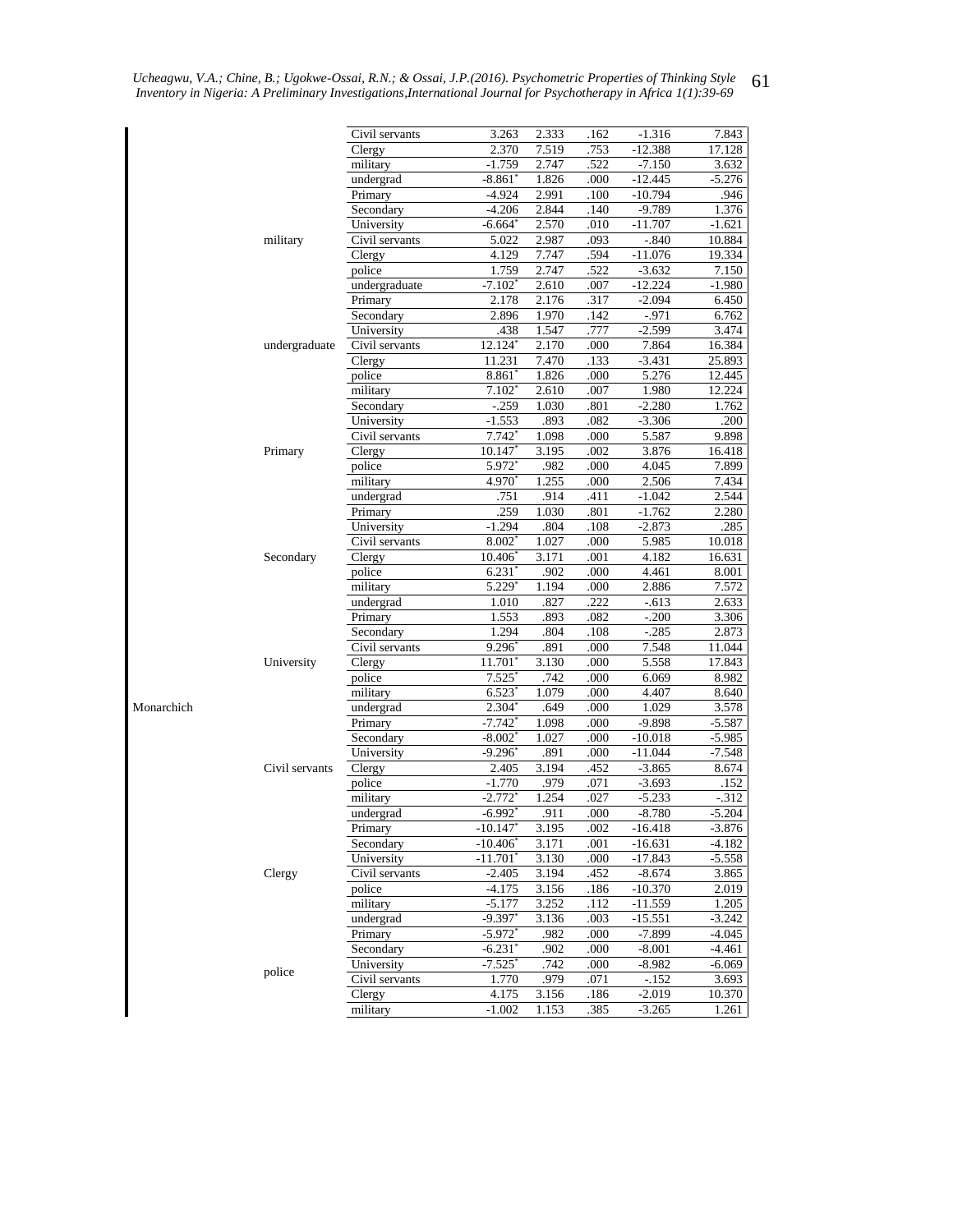| | | | | | | | |
|---|---|---|---|---|---|---|---|
| | | Civil servants | 3.263 | 2.333 | .162 | -1.316 | 7.843 |
| | | Clergy | 2.370 | 7.519 | .753 | -12.388 | 17.128 |
| | | military | -1.759 | 2.747 | .522 | -7.150 | 3.632 |
| | | undergrad | -8.861* | 1.826 | .000 | -12.445 | -5.276 |
| | | Primary | -4.924 | 2.991 | .100 | -10.794 | .946 |
| | | Secondary | -4.206 | 2.844 | .140 | -9.789 | 1.376 |
| | | University | -6.664* | 2.570 | .010 | -11.707 | -1.621 |
| | military | Civil servants | 5.022 | 2.987 | .093 | -.840 | 10.884 |
| | | Clergy | 4.129 | 7.747 | .594 | -11.076 | 19.334 |
| | | police | 1.759 | 2.747 | .522 | -3.632 | 7.150 |
| | | undergraduate | -7.102* | 2.610 | .007 | -12.224 | -1.980 |
| | | Primary | 2.178 | 2.176 | .317 | -2.094 | 6.450 |
| | | Secondary | 2.896 | 1.970 | .142 | -.971 | 6.762 |
| | | University | .438 | 1.547 | .777 | -2.599 | 3.474 |
| | undergraduate | Civil servants | 12.124* | 2.170 | .000 | 7.864 | 16.384 |
| | | Clergy | 11.231 | 7.470 | .133 | -3.431 | 25.893 |
| | | police | 8.861* | 1.826 | .000 | 5.276 | 12.445 |
| | | military | 7.102* | 2.610 | .007 | 1.980 | 12.224 |
| | | Secondary | -.259 | 1.030 | .801 | -2.280 | 1.762 |
| | | University | -1.553 | .893 | .082 | -3.306 | .200 |
| | | Civil servants | 7.742* | 1.098 | .000 | 5.587 | 9.898 |
| | Primary | Clergy | 10.147* | 3.195 | .002 | 3.876 | 16.418 |
| | | police | 5.972* | .982 | .000 | 4.045 | 7.899 |
| | | military | 4.970* | 1.255 | .000 | 2.506 | 7.434 |
| | | undergrad | .751 | .914 | .411 | -1.042 | 2.544 |
| | | Primary | .259 | 1.030 | .801 | -1.762 | 2.280 |
| | | University | -1.294 | .804 | .108 | -2.873 | .285 |
| | | Civil servants | 8.002* | 1.027 | .000 | 5.985 | 10.018 |
| | Secondary | Clergy | 10.406* | 3.171 | .001 | 4.182 | 16.631 |
| | | police | 6.231* | .902 | .000 | 4.461 | 8.001 |
| | | military | 5.229* | 1.194 | .000 | 2.886 | 7.572 |
| | | undergrad | 1.010 | .827 | .222 | -.613 | 2.633 |
| | | Primary | 1.553 | .893 | .082 | -.200 | 3.306 |
| | | Secondary | 1.294 | .804 | .108 | -.285 | 2.873 |
| | | Civil servants | 9.296* | .891 | .000 | 7.548 | 11.044 |
| | University | Clergy | 11.701* | 3.130 | .000 | 5.558 | 17.843 |
| | | police | 7.525* | .742 | .000 | 6.069 | 8.982 |
| | | military | 6.523* | 1.079 | .000 | 4.407 | 8.640 |
| Monarchich | | undergrad | 2.304* | .649 | .000 | 1.029 | 3.578 |
| | | Primary | -7.742* | 1.098 | .000 | -9.898 | -5.587 |
| | | Secondary | -8.002* | 1.027 | .000 | -10.018 | -5.985 |
| | | University | -9.296* | .891 | .000 | -11.044 | -7.548 |
| | Civil servants | Clergy | 2.405 | 3.194 | .452 | -3.865 | 8.674 |
| | | police | -1.770 | .979 | .071 | -3.693 | .152 |
| | | military | -2.772* | 1.254 | .027 | -5.233 | -.312 |
| | | undergrad | -6.992* | .911 | .000 | -8.780 | -5.204 |
| | | Primary | -10.147* | 3.195 | .002 | -16.418 | -3.876 |
| | | Secondary | -10.406* | 3.171 | .001 | -16.631 | -4.182 |
| | | University | -11.701* | 3.130 | .000 | -17.843 | -5.558 |
| | Clergy | Civil servants | -2.405 | 3.194 | .452 | -8.674 | 3.865 |
| | | police | -4.175 | 3.156 | .186 | -10.370 | 2.019 |
| | | military | -5.177 | 3.252 | .112 | -11.559 | 1.205 |
| | | undergrad | -9.397* | 3.136 | .003 | -15.551 | -3.242 |
| | | Primary | -5.972* | .982 | .000 | -7.899 | -4.045 |
| | | Secondary | -6.231* | .902 | .000 | -8.001 | -4.461 |
| | police | University | -7.525* | .742 | .000 | -8.982 | -6.069 |
| | | Civil servants | 1.770 | .979 | .071 | -.152 | 3.693 |
| | | Clergy | 4.175 | 3.156 | .186 | -2.019 | 10.370 |
| | | military | -1.002 | 1.153 | .385 | -3.265 | 1.261 |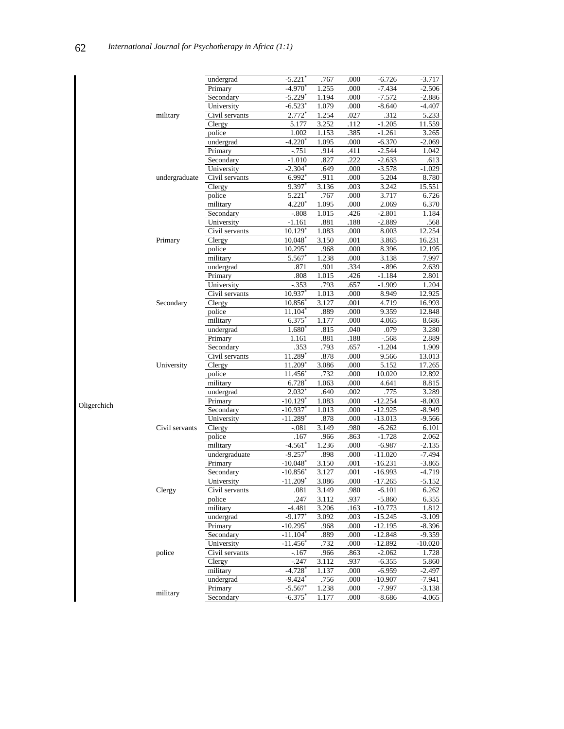| | | | | | | |
|---|---|---|---|---|---|---|
| | | undergrad | -5.221* | .767 | .000 | -6.726 | -3.717 |
| | | Primary | -4.970* | 1.255 | .000 | -7.434 | -2.506 |
| | | Secondary | -5.229* | 1.194 | .000 | -7.572 | -2.886 |
| | | University | -6.523* | 1.079 | .000 | -8.640 | -4.407 |
| | military | Civil servants | 2.772* | 1.254 | .027 | .312 | 5.233 |
| | | Clergy | 5.177 | 3.252 | .112 | -1.205 | 11.559 |
| | | police | 1.002 | 1.153 | .385 | -1.261 | 3.265 |
| | | undergrad | -4.220* | 1.095 | .000 | -6.370 | -2.069 |
| | | Primary | -.751 | .914 | .411 | -2.544 | 1.042 |
| | | Secondary | -1.010 | .827 | .222 | -2.633 | .613 |
| | | University | -2.304* | .649 | .000 | -3.578 | -1.029 |
| | undergraduate | Civil servants | 6.992* | .911 | .000 | 5.204 | 8.780 |
| | | Clergy | 9.397* | 3.136 | .003 | 3.242 | 15.551 |
| | | police | 5.221* | .767 | .000 | 3.717 | 6.726 |
| | | military | 4.220* | 1.095 | .000 | 2.069 | 6.370 |
| | | Secondary | -.808 | 1.015 | .426 | -2.801 | 1.184 |
| | | University | -1.161 | .881 | .188 | -2.889 | .568 |
| | | Civil servants | 10.129* | 1.083 | .000 | 8.003 | 12.254 |
| | Primary | Clergy | 10.048* | 3.150 | .001 | 3.865 | 16.231 |
| | | police | 10.295* | .968 | .000 | 8.396 | 12.195 |
| | | military | 5.567* | 1.238 | .000 | 3.138 | 7.997 |
| | | undergrad | .871 | .901 | .334 | -.896 | 2.639 |
| | | Primary | .808 | 1.015 | .426 | -1.184 | 2.801 |
| | | University | -.353 | .793 | .657 | -1.909 | 1.204 |
| | | Civil servants | 10.937* | 1.013 | .000 | 8.949 | 12.925 |
| | Secondary | Clergy | 10.856* | 3.127 | .001 | 4.719 | 16.993 |
| | | police | 11.104* | .889 | .000 | 9.359 | 12.848 |
| | | military | 6.375* | 1.177 | .000 | 4.065 | 8.686 |
| | | undergrad | 1.680* | .815 | .040 | .079 | 3.280 |
| | | Primary | 1.161 | .881 | .188 | -.568 | 2.889 |
| | | Secondary | .353 | .793 | .657 | -1.204 | 1.909 |
| | | Civil servants | 11.289* | .878 | .000 | 9.566 | 13.013 |
| | University | Clergy | 11.209* | 3.086 | .000 | 5.152 | 17.265 |
| | | police | 11.456* | .732 | .000 | 10.020 | 12.892 |
| | | military | 6.728* | 1.063 | .000 | 4.641 | 8.815 |
| | | undergrad | 2.032* | .640 | .002 | .775 | 3.289 |
| Oligerchich | | Primary | -10.129* | 1.083 | .000 | -12.254 | -8.003 |
| | | Secondary | -10.937* | 1.013 | .000 | -12.925 | -8.949 |
| | | University | -11.289* | .878 | .000 | -13.013 | -9.566 |
| | Civil servants | Clergy | -.081 | 3.149 | .980 | -6.262 | 6.101 |
| | | police | .167 | .966 | .863 | -1.728 | 2.062 |
| | | military | -4.561* | 1.236 | .000 | -6.987 | -2.135 |
| | | undergraduate | -9.257* | .898 | .000 | -11.020 | -7.494 |
| | | Primary | -10.048* | 3.150 | .001 | -16.231 | -3.865 |
| | | Secondary | -10.856* | 3.127 | .001 | -16.993 | -4.719 |
| | | University | -11.209* | 3.086 | .000 | -17.265 | -5.152 |
| | Clergy | Civil servants | .081 | 3.149 | .980 | -6.101 | 6.262 |
| | | police | .247 | 3.112 | .937 | -5.860 | 6.355 |
| | | military | -4.481 | 3.206 | .163 | -10.773 | 1.812 |
| | | undergrad | -9.177* | 3.092 | .003 | -15.245 | -3.109 |
| | | Primary | -10.295* | .968 | .000 | -12.195 | -8.396 |
| | | Secondary | -11.104* | .889 | .000 | -12.848 | -9.359 |
| | | University | -11.456* | .732 | .000 | -12.892 | -10.020 |
| | police | Civil servants | -.167 | .966 | .863 | -2.062 | 1.728 |
| | | Clergy | -.247 | 3.112 | .937 | -6.355 | 5.860 |
| | | military | -4.728* | 1.137 | .000 | -6.959 | -2.497 |
| | | undergrad | -9.424* | .756 | .000 | -10.907 | -7.941 |
| | military | Primary | -5.567* | 1.238 | .000 | -7.997 | -3.138 |
| | | Secondary | -6.375* | 1.177 | .000 | -8.686 | -4.065 |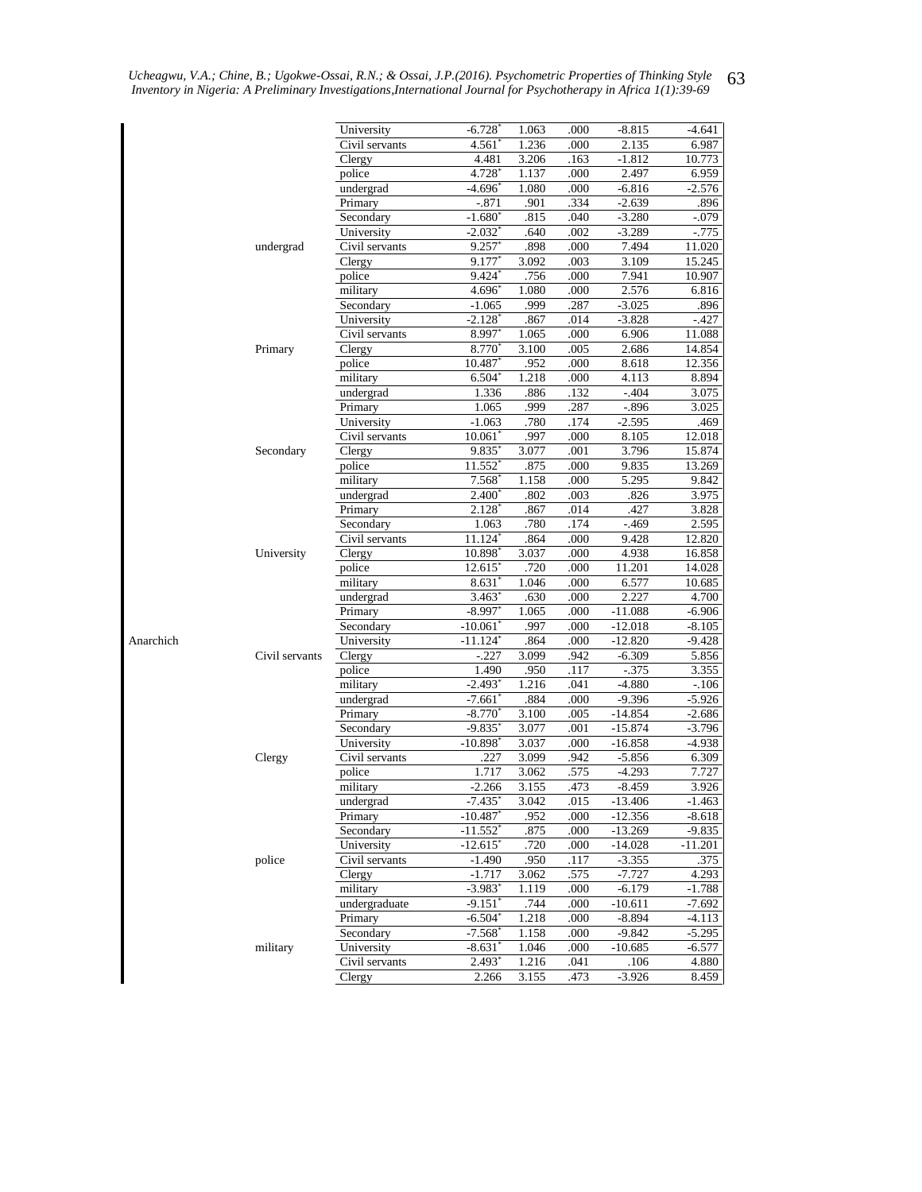| | | | | | | | |
|---|---|---|---|---|---|---|---|
| | | University | -6.728* | 1.063 | .000 | -8.815 | -4.641 |
| | | Civil servants | 4.561* | 1.236 | .000 | 2.135 | 6.987 |
| | | Clergy | 4.481 | 3.206 | .163 | -1.812 | 10.773 |
| | | police | 4.728* | 1.137 | .000 | 2.497 | 6.959 |
| | | undergrad | -4.696* | 1.080 | .000 | -6.816 | -2.576 |
| | | Primary | -.871 | .901 | .334 | -2.639 | .896 |
| | | Secondary | -1.680* | .815 | .040 | -3.280 | -.079 |
| | | University | -2.032* | .640 | .002 | -3.289 | -.775 |
| | undergrad | Civil servants | 9.257* | .898 | .000 | 7.494 | 11.020 |
| | | Clergy | 9.177* | 3.092 | .003 | 3.109 | 15.245 |
| | | police | 9.424* | .756 | .000 | 7.941 | 10.907 |
| | | military | 4.696* | 1.080 | .000 | 2.576 | 6.816 |
| | | Secondary | -1.065 | .999 | .287 | -3.025 | .896 |
| | | University | -2.128* | .867 | .014 | -3.828 | -.427 |
| | | Civil servants | 8.997* | 1.065 | .000 | 6.906 | 11.088 |
| | Primary | Clergy | 8.770* | 3.100 | .005 | 2.686 | 14.854 |
| | | police | 10.487* | .952 | .000 | 8.618 | 12.356 |
| | | military | 6.504* | 1.218 | .000 | 4.113 | 8.894 |
| | | undergrad | 1.336 | .886 | .132 | -.404 | 3.075 |
| | | Primary | 1.065 | .999 | .287 | -.896 | 3.025 |
| | | University | -1.063 | .780 | .174 | -2.595 | .469 |
| | | Civil servants | 10.061* | .997 | .000 | 8.105 | 12.018 |
| | Secondary | Clergy | 9.835* | 3.077 | .001 | 3.796 | 15.874 |
| | | police | 11.552* | .875 | .000 | 9.835 | 13.269 |
| | | military | 7.568* | 1.158 | .000 | 5.295 | 9.842 |
| | | undergrad | 2.400* | .802 | .003 | .826 | 3.975 |
| | | Primary | 2.128* | .867 | .014 | .427 | 3.828 |
| | | Secondary | 1.063 | .780 | .174 | -.469 | 2.595 |
| | | Civil servants | 11.124* | .864 | .000 | 9.428 | 12.820 |
| | University | Clergy | 10.898* | 3.037 | .000 | 4.938 | 16.858 |
| | | police | 12.615* | .720 | .000 | 11.201 | 14.028 |
| | | military | 8.631* | 1.046 | .000 | 6.577 | 10.685 |
| | | undergrad | 3.463* | .630 | .000 | 2.227 | 4.700 |
| | | Primary | -8.997* | 1.065 | .000 | -11.088 | -6.906 |
| | | Secondary | -10.061* | .997 | .000 | -12.018 | -8.105 |
| Anarchich | | University | -11.124* | .864 | .000 | -12.820 | -9.428 |
| | Civil servants | Clergy | -.227 | 3.099 | .942 | -6.309 | 5.856 |
| | | police | 1.490 | .950 | .117 | -.375 | 3.355 |
| | | military | -2.493* | 1.216 | .041 | -4.880 | -.106 |
| | | undergrad | -7.661* | .884 | .000 | -9.396 | -5.926 |
| | | Primary | -8.770* | 3.100 | .005 | -14.854 | -2.686 |
| | | Secondary | -9.835* | 3.077 | .001 | -15.874 | -3.796 |
| | | University | -10.898* | 3.037 | .000 | -16.858 | -4.938 |
| | Clergy | Civil servants | .227 | 3.099 | .942 | -5.856 | 6.309 |
| | | police | 1.717 | 3.062 | .575 | -4.293 | 7.727 |
| | | military | -2.266 | 3.155 | .473 | -8.459 | 3.926 |
| | | undergrad | -7.435* | 3.042 | .015 | -13.406 | -1.463 |
| | | Primary | -10.487* | .952 | .000 | -12.356 | -8.618 |
| | | Secondary | -11.552* | .875 | .000 | -13.269 | -9.835 |
| | | University | -12.615* | .720 | .000 | -14.028 | -11.201 |
| | police | Civil servants | -1.490 | .950 | .117 | -3.355 | .375 |
| | | Clergy | -1.717 | 3.062 | .575 | -7.727 | 4.293 |
| | | military | -3.983* | 1.119 | .000 | -6.179 | -1.788 |
| | | undergraduate | -9.151* | .744 | .000 | -10.611 | -7.692 |
| | | Primary | -6.504* | 1.218 | .000 | -8.894 | -4.113 |
| | | Secondary | -7.568* | 1.158 | .000 | -9.842 | -5.295 |
| | military | University | -8.631* | 1.046 | .000 | -10.685 | -6.577 |
| | | Civil servants | 2.493* | 1.216 | .041 | .106 | 4.880 |
| | | Clergy | 2.266 | 3.155 | .473 | -3.926 | 8.459 |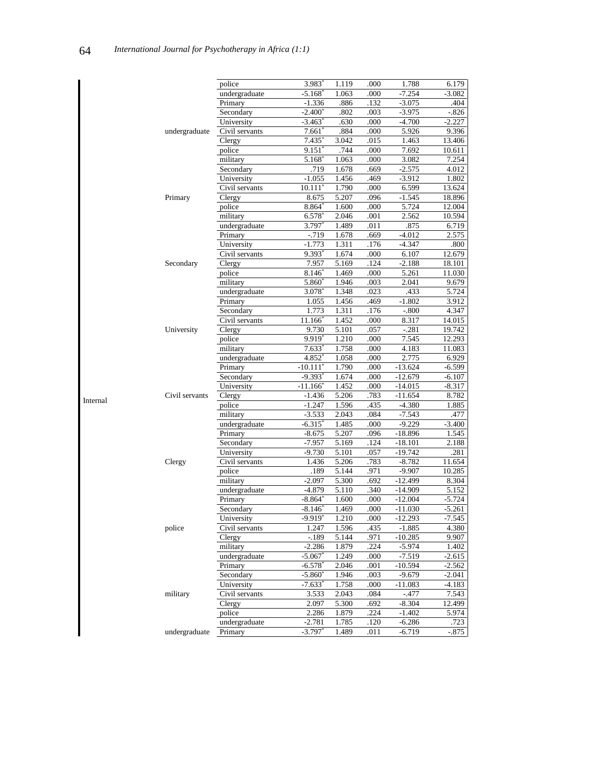| | | | | | | | |
|---|---|---|---|---|---|---|---|
| | | police | 3.983* | 1.119 | .000 | 1.788 | 6.179 |
| | | undergraduate | -5.168* | 1.063 | .000 | -7.254 | -3.082 |
| | | Primary | -1.336 | .886 | .132 | -3.075 | .404 |
| | | Secondary | -2.400* | .802 | .003 | -3.975 | -.826 |
| | | University | -3.463* | .630 | .000 | -4.700 | -2.227 |
| | undergraduate | Civil servants | 7.661* | .884 | .000 | 5.926 | 9.396 |
| | | Clergy | 7.435* | 3.042 | .015 | 1.463 | 13.406 |
| | | police | 9.151* | .744 | .000 | 7.692 | 10.611 |
| | | military | 5.168* | 1.063 | .000 | 3.082 | 7.254 |
| | | Secondary | .719 | 1.678 | .669 | -2.575 | 4.012 |
| | | University | -1.055 | 1.456 | .469 | -3.912 | 1.802 |
| | | Civil servants | 10.111* | 1.790 | .000 | 6.599 | 13.624 |
| | Primary | Clergy | 8.675 | 5.207 | .096 | -1.545 | 18.896 |
| | | police | 8.864* | 1.600 | .000 | 5.724 | 12.004 |
| | | military | 6.578* | 2.046 | .001 | 2.562 | 10.594 |
| | | undergraduate | 3.797* | 1.489 | .011 | .875 | 6.719 |
| | | Primary | -.719 | 1.678 | .669 | -4.012 | 2.575 |
| | | University | -1.773 | 1.311 | .176 | -4.347 | .800 |
| | | Civil servants | 9.393* | 1.674 | .000 | 6.107 | 12.679 |
| | Secondary | Clergy | 7.957 | 5.169 | .124 | -2.188 | 18.101 |
| | | police | 8.146* | 1.469 | .000 | 5.261 | 11.030 |
| | | military | 5.860* | 1.946 | .003 | 2.041 | 9.679 |
| | | undergraduate | 3.078* | 1.348 | .023 | .433 | 5.724 |
| | | Primary | 1.055 | 1.456 | .469 | -1.802 | 3.912 |
| | | Secondary | 1.773 | 1.311 | .176 | -.800 | 4.347 |
| | | Civil servants | 11.166* | 1.452 | .000 | 8.317 | 14.015 |
| | University | Clergy | 9.730 | 5.101 | .057 | -.281 | 19.742 |
| | | police | 9.919* | 1.210 | .000 | 7.545 | 12.293 |
| | | military | 7.633* | 1.758 | .000 | 4.183 | 11.083 |
| | | undergraduate | 4.852* | 1.058 | .000 | 2.775 | 6.929 |
| | | Primary | -10.111* | 1.790 | .000 | -13.624 | -6.599 |
| | | Secondary | -9.393* | 1.674 | .000 | -12.679 | -6.107 |
| | | University | -11.166* | 1.452 | .000 | -14.015 | -8.317 |
| Internal | Civil servants | Clergy | -1.436 | 5.206 | .783 | -11.654 | 8.782 |
| | | police | -1.247 | 1.596 | .435 | -4.380 | 1.885 |
| | | military | -3.533 | 2.043 | .084 | -7.543 | .477 |
| | | undergraduate | -6.315* | 1.485 | .000 | -9.229 | -3.400 |
| | | Primary | -8.675 | 5.207 | .096 | -18.896 | 1.545 |
| | | Secondary | -7.957 | 5.169 | .124 | -18.101 | 2.188 |
| | | University | -9.730 | 5.101 | .057 | -19.742 | .281 |
| | Clergy | Civil servants | 1.436 | 5.206 | .783 | -8.782 | 11.654 |
| | | police | .189 | 5.144 | .971 | -9.907 | 10.285 |
| | | military | -2.097 | 5.300 | .692 | -12.499 | 8.304 |
| | | undergraduate | -4.879 | 5.110 | .340 | -14.909 | 5.152 |
| | | Primary | -8.864* | 1.600 | .000 | -12.004 | -5.724 |
| | | Secondary | -8.146* | 1.469 | .000 | -11.030 | -5.261 |
| | | University | -9.919* | 1.210 | .000 | -12.293 | -7.545 |
| | police | Civil servants | 1.247 | 1.596 | .435 | -1.885 | 4.380 |
| | | Clergy | -.189 | 5.144 | .971 | -10.285 | 9.907 |
| | | military | -2.286 | 1.879 | .224 | -5.974 | 1.402 |
| | | undergraduate | -5.067* | 1.249 | .000 | -7.519 | -2.615 |
| | | Primary | -6.578* | 2.046 | .001 | -10.594 | -2.562 |
| | | Secondary | -5.860* | 1.946 | .003 | -9.679 | -2.041 |
| | | University | -7.633* | 1.758 | .000 | -11.083 | -4.183 |
| | military | Civil servants | 3.533 | 2.043 | .084 | -.477 | 7.543 |
| | | Clergy | 2.097 | 5.300 | .692 | -8.304 | 12.499 |
| | | police | 2.286 | 1.879 | .224 | -1.402 | 5.974 |
| | | undergraduate | -2.781 | 1.785 | .120 | -6.286 | .723 |
| | undergraduate | Primary | -3.797* | 1.489 | .011 | -6.719 | -.875 |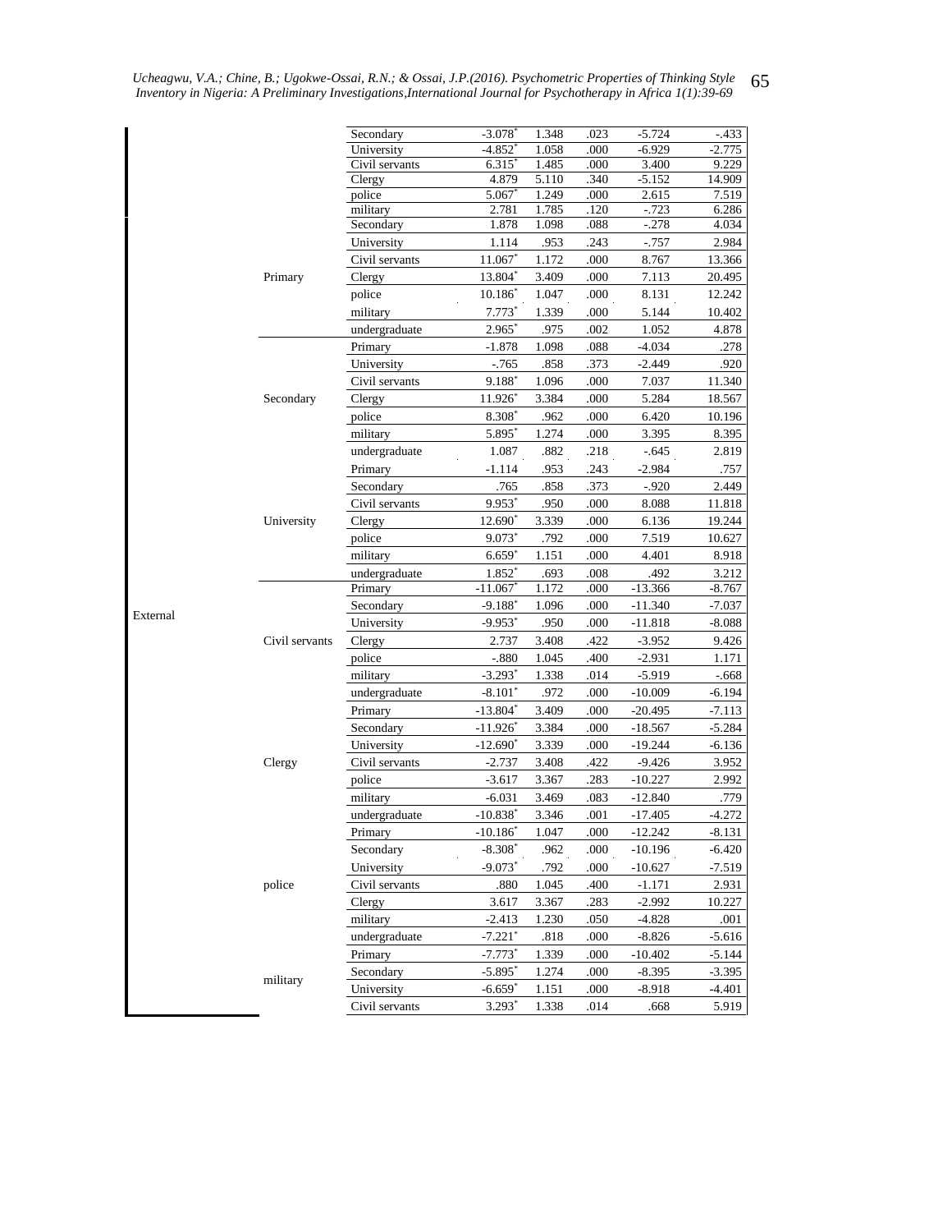| Dependent Variable | (I) | (J) | Mean Difference (I-J) | Std. Error | Sig. | Lower Bound | Upper Bound |
|---|---|---|---|---|---|---|---|
| | | Secondary | -3.078* | 1.348 | .023 | -5.724 | -.433 |
| | | University | -4.852* | 1.058 | .000 | -6.929 | -2.775 |
| | | Civil servants | 6.315* | 1.485 | .000 | 3.400 | 9.229 |
| | | Clergy | 4.879 | 5.110 | .340 | -5.152 | 14.909 |
| | | police | 5.067* | 1.249 | .000 | 2.615 | 7.519 |
| | | military | 2.781 | 1.785 | .120 | -.723 | 6.286 |
| External | Primary | Secondary | 1.878 | 1.098 | .088 | -.278 | 4.034 |
| | | University | 1.114 | .953 | .243 | -.757 | 2.984 |
| | | Civil servants | 11.067* | 1.172 | .000 | 8.767 | 13.366 |
| | | Clergy | 13.804* | 3.409 | .000 | 7.113 | 20.495 |
| | | police | 10.186* | 1.047 | .000 | 8.131 | 12.242 |
| | | military | 7.773* | 1.339 | .000 | 5.144 | 10.402 |
| | | undergraduate | 2.965* | .975 | .002 | 1.052 | 4.878 |
| | Secondary | Primary | -1.878 | 1.098 | .088 | -4.034 | .278 |
| | | University | -.765 | .858 | .373 | -2.449 | .920 |
| | | Civil servants | 9.188* | 1.096 | .000 | 7.037 | 11.340 |
| | | Clergy | 11.926* | 3.384 | .000 | 5.284 | 18.567 |
| | | police | 8.308* | .962 | .000 | 6.420 | 10.196 |
| | | military | 5.895* | 1.274 | .000 | 3.395 | 8.395 |
| | | undergraduate | 1.087 | .882 | .218 | -.645 | 2.819 |
| | University | Primary | -1.114 | .953 | .243 | -2.984 | .757 |
| | | Secondary | .765 | .858 | .373 | -.920 | 2.449 |
| | | Civil servants | 9.953* | .950 | .000 | 8.088 | 11.818 |
| | | Clergy | 12.690* | 3.339 | .000 | 6.136 | 19.244 |
| | | police | 9.073* | .792 | .000 | 7.519 | 10.627 |
| | | military | 6.659* | 1.151 | .000 | 4.401 | 8.918 |
| | | undergraduate | 1.852* | .693 | .008 | .492 | 3.212 |
| | Civil servants | Primary | -11.067* | 1.172 | .000 | -13.366 | -8.767 |
| | | Secondary | -9.188* | 1.096 | .000 | -11.340 | -7.037 |
| | | University | -9.953* | .950 | .000 | -11.818 | -8.088 |
| | | Clergy | 2.737 | 3.408 | .422 | -3.952 | 9.426 |
| | | police | -.880 | 1.045 | .400 | -2.931 | 1.171 |
| | | military | -3.293* | 1.338 | .014 | -5.919 | -.668 |
| | | undergraduate | -8.101* | .972 | .000 | -10.009 | -6.194 |
| | Clergy | Primary | -13.804* | 3.409 | .000 | -20.495 | -7.113 |
| | | Secondary | -11.926* | 3.384 | .000 | -18.567 | -5.284 |
| | | University | -12.690* | 3.339 | .000 | -19.244 | -6.136 |
| | | Civil servants | -2.737 | 3.408 | .422 | -9.426 | 3.952 |
| | | police | -3.617 | 3.367 | .283 | -10.227 | 2.992 |
| | | military | -6.031 | 3.469 | .083 | -12.840 | .779 |
| | | undergraduate | -10.838* | 3.346 | .001 | -17.405 | -4.272 |
| | police | Primary | -10.186* | 1.047 | .000 | -12.242 | -8.131 |
| | | Secondary | -8.308* | .962 | .000 | -10.196 | -6.420 |
| | | University | -9.073* | .792 | .000 | -10.627 | -7.519 |
| | | Civil servants | .880 | 1.045 | .400 | -1.171 | 2.931 |
| | | Clergy | 3.617 | 3.367 | .283 | -2.992 | 10.227 |
| | | military | -2.413 | 1.230 | .050 | -4.828 | .001 |
| | | undergraduate | -7.221* | .818 | .000 | -8.826 | -5.616 |
| | military | Primary | -7.773* | 1.339 | .000 | -10.402 | -5.144 |
| | | Secondary | -5.895* | 1.274 | .000 | -8.395 | -3.395 |
| | | University | -6.659* | 1.151 | .000 | -8.918 | -4.401 |
| | | Civil servants | 3.293* | 1.338 | .014 | .668 | 5.919 |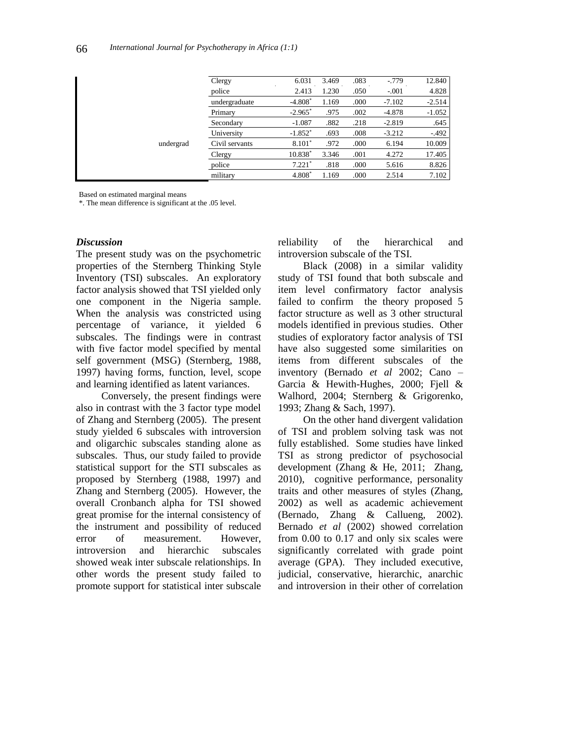| | | | | | | |
|---|---|---|---|---|---|---|
| | Clergy | 6.031 | 3.469 | .083 | -.779 | 12.840 |
| | police | 2.413 | 1.230 | .050 | -.001 | 4.828 |
| | undergraduate | -4.808* | 1.169 | .000 | -7.102 | -2.514 |
| | Primary | -2.965* | .975 | .002 | -4.878 | -1.052 |
| | Secondary | -1.087 | .882 | .218 | -2.819 | .645 |
| | University | -1.852* | .693 | .008 | -3.212 | -.492 |
| undergrad | Civil servants | 8.101* | .972 | .000 | 6.194 | 10.009 |
| | Clergy | 10.838* | 3.346 | .001 | 4.272 | 17.405 |
| | police | 7.221* | .818 | .000 | 5.616 | 8.826 |
| | military | 4.808* | 1.169 | .000 | 2.514 | 7.102 |

Based on estimated marginal means

*. The mean difference is significant at the .05 level.

***Discussion***

The present study was on the psychometric properties of the Sternberg Thinking Style Inventory (TSI) subscales. An exploratory factor analysis showed that TSI yielded only one component in the Nigeria sample. When the analysis was constricted using percentage of variance, it yielded 6 subscales. The findings were in contrast with five factor model specified by mental self government (MSG) (Sternberg, 1988, 1997) having forms, function, level, scope and learning identified as latent variances.

Conversely, the present findings were also in contrast with the 3 factor type model of Zhang and Sternberg (2005). The present study yielded 6 subscales with introversion and oligarchic subscales standing alone as subscales. Thus, our study failed to provide statistical support for the STI subscales as proposed by Sternberg (1988, 1997) and Zhang and Sternberg (2005). However, the overall Cronbanch alpha for TSI showed great promise for the internal consistency of the instrument and possibility of reduced error of measurement. However, introversion and hierarchic subscales showed weak inter subscale relationships. In other words the present study failed to promote support for statistical inter subscale reliability of the hierarchical and introversion subscale of the TSI.

Black (2008) in a similar validity study of TSI found that both subscale and item level confirmatory factor analysis failed to confirm the theory proposed 5 factor structure as well as 3 other structural models identified in previous studies. Other studies of exploratory factor analysis of TSI have also suggested some similarities on items from different subscales of the inventory (Bernado *et al* 2002; Cano – Garcia & Hewith-Hughes, 2000; Fjell & Walhord, 2004; Sternberg & Grigorenko, 1993; Zhang & Sach, 1997).

On the other hand divergent validation of TSI and problem solving task was not fully established. Some studies have linked TSI as strong predictor of psychosocial development (Zhang & He, 2011; Zhang, 2010), cognitive performance, personality traits and other measures of styles (Zhang, 2002) as well as academic achievement (Bernado, Zhang & Callueng, 2002). Bernado *et al* (2002) showed correlation from 0.00 to 0.17 and only six scales were significantly correlated with grade point average (GPA). They included executive, judicial, conservative, hierarchic, anarchic and introversion in their other of correlation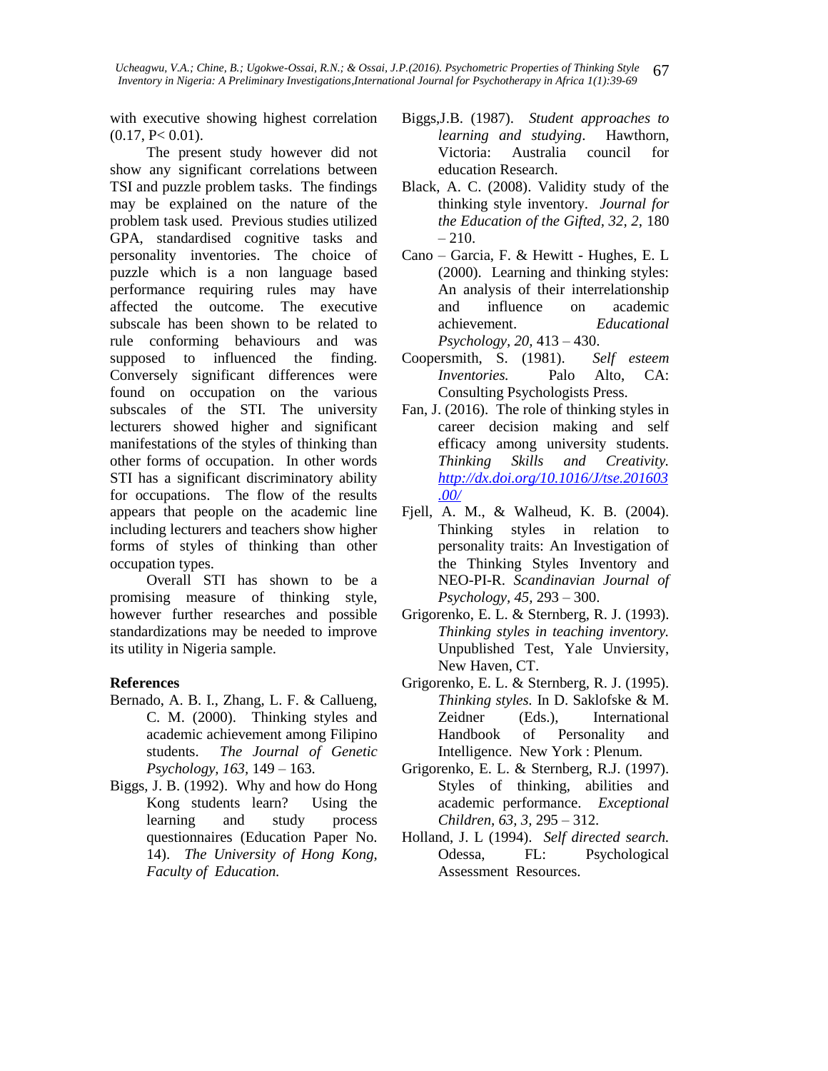with executive showing highest correlation (0.17, $P < 0.01$).

The present study however did not show any significant correlations between TSI and puzzle problem tasks. The findings may be explained on the nature of the problem task used. Previous studies utilized GPA, standardised cognitive tasks and personality inventories. The choice of puzzle which is a non language based performance requiring rules may have affected the outcome. The executive subscale has been shown to be related to rule conforming behaviours and was supposed to influenced the finding. Conversely significant differences were found on occupation on the various subscales of the STI. The university lecturers showed higher and significant manifestations of the styles of thinking than other forms of occupation. In other words STI has a significant discriminatory ability for occupations. The flow of the results appears that people on the academic line including lecturers and teachers show higher forms of styles of thinking than other occupation types.

Overall STI has shown to be a promising measure of thinking style, however further researches and possible standardizations may be needed to improve its utility in Nigeria sample.

## References

Bernado, A. B. I., Zhang, L. F. & Callueng, C. M. (2000). Thinking styles and academic achievement among Filipino students. *The Journal of Genetic Psychology, 163*, 149 – 163.

Biggs, J. B. (1992). Why and how do Hong Kong students learn? Using the learning and study process questionnaires (Education Paper No. 14). *The University of Hong Kong, Faculty of Education.*

Biggs,J.B. (1987). *Student approaches to learning and studying*. Hawthorn, Victoria: Australia council for education Research.

Black, A. C. (2008). Validity study of the thinking style inventory. *Journal for the Education of the Gifted, 32, 2,* 180 – 210.

Cano – Garcia, F. & Hewitt - Hughes, E. L (2000). Learning and thinking styles: An analysis of their interrelationship and influence on academic achievement. *Educational Psychology, 20,* 413 – 430.

Coopersmith, S. (1981). *Self esteem Inventories.* Palo Alto, CA: Consulting Psychologists Press.

Fan, J. (2016). The role of thinking styles in career decision making and self efficacy among university students. *Thinking Skills and Creativity.* http://dx.doi.org/10.1016/J/tse.201603.00/

Fjell, A. M., & Walheud, K. B. (2004). Thinking styles in relation to personality traits: An Investigation of the Thinking Styles Inventory and NEO-PI-R. *Scandinavian Journal of Psychology, 45,* 293 – 300.

Grigorenko, E. L. & Sternberg, R. J. (1993). *Thinking styles in teaching inventory.* Unpublished Test, Yale Unviersity, New Haven, CT.

Grigorenko, E. L. & Sternberg, R. J. (1995). *Thinking styles.* In D. Saklofske & M. Zeidner (Eds.), International Handbook of Personality and Intelligence. New York : Plenum.

Grigorenko, E. L. & Sternberg, R.J. (1997). Styles of thinking, abilities and academic performance. *Exceptional Children, 63, 3,* 295 – 312.

Holland, J. L (1994). *Self directed search.* Odessa, FL: Psychological Assessment Resources.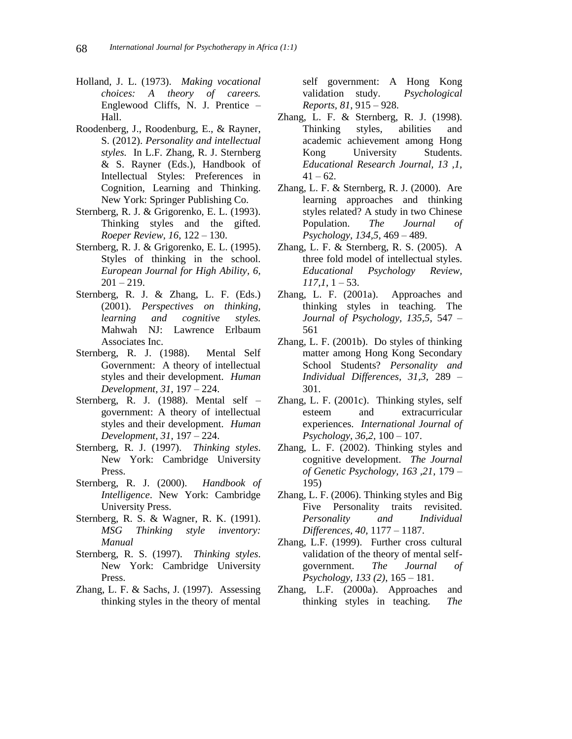Holland, J. L. (1973). *Making vocational choices: A theory of careers.* Englewood Cliffs, N. J. Prentice – Hall.

Roodenberg, J., Roodenburg, E., & Rayner, S. (2012). *Personality and intellectual styles.* In L.F. Zhang, R. J. Sternberg & S. Rayner (Eds.), Handbook of Intellectual Styles: Preferences in Cognition, Learning and Thinking. New York: Springer Publishing Co.

Sternberg, R. J. & Grigorenko, E. L. (1993). Thinking styles and the gifted. *Roeper Review, 16,* 122 – 130.

Sternberg, R. J. & Grigorenko, E. L. (1995). Styles of thinking in the school. *European Journal for High Ability, 6,* 201 – 219.

Sternberg, R. J. & Zhang, L. F. (Eds.) (2001). *Perspectives on thinking, learning and cognitive styles.* Mahwah NJ: Lawrence Erlbaum Associates Inc.

Sternberg, R. J. (1988). Mental Self Government: A theory of intellectual styles and their development. *Human Development, 31,* 197 – 224.

Sternberg, R. J. (1988). Mental self – government: A theory of intellectual styles and their development. *Human Development, 31,* 197 – 224.

Sternberg, R. J. (1997). *Thinking styles*. New York: Cambridge University Press.

Sternberg, R. J. (2000). *Handbook of Intelligence*. New York: Cambridge University Press.

Sternberg, R. S. & Wagner, R. K. (1991). *MSG Thinking style inventory: Manual*

Sternberg, R. S. (1997). *Thinking styles*. New York: Cambridge University Press.

Zhang, L. F. & Sachs, J. (1997). Assessing thinking styles in the theory of mental self government: A Hong Kong validation study. *Psychological Reports, 81,* 915 – 928.

Zhang, L. F. & Sternberg, R. J. (1998). Thinking styles, abilities and academic achievement among Hong Kong University Students. *Educational Research Journal, 13 ,1,* 41 – 62.

Zhang, L. F. & Sternberg, R. J. (2000). Are learning approaches and thinking styles related? A study in two Chinese Population. *The Journal of Psychology, 134,5,* 469 – 489.

Zhang, L. F. & Sternberg, R. S. (2005). A three fold model of intellectual styles. *Educational Psychology Review, 117,1,* 1 – 53.

Zhang, L. F. (2001a). Approaches and thinking styles in teaching. The *Journal of Psychology, 135,5,* 547 – 561

Zhang, L. F. (2001b). Do styles of thinking matter among Hong Kong Secondary School Students? *Personality and Individual Differences, 31,3,* 289 – 301.

Zhang, L. F. (2001c). Thinking styles, self esteem and extracurricular experiences. *International Journal of Psychology, 36,2,* 100 – 107.

Zhang, L. F. (2002). Thinking styles and cognitive development. *The Journal of Genetic Psychology, 163 ,21,* 179 – 195)

Zhang, L. F. (2006). Thinking styles and Big Five Personality traits revisited. *Personality and Individual Differences, 40,* 1177 – 1187.

Zhang, L.F. (1999). Further cross cultural validation of the theory of mental self-government. *The Journal of Psychology, 133 (2),* 165 – 181.

Zhang, L.F. (2000a). Approaches and thinking styles in teaching. *The*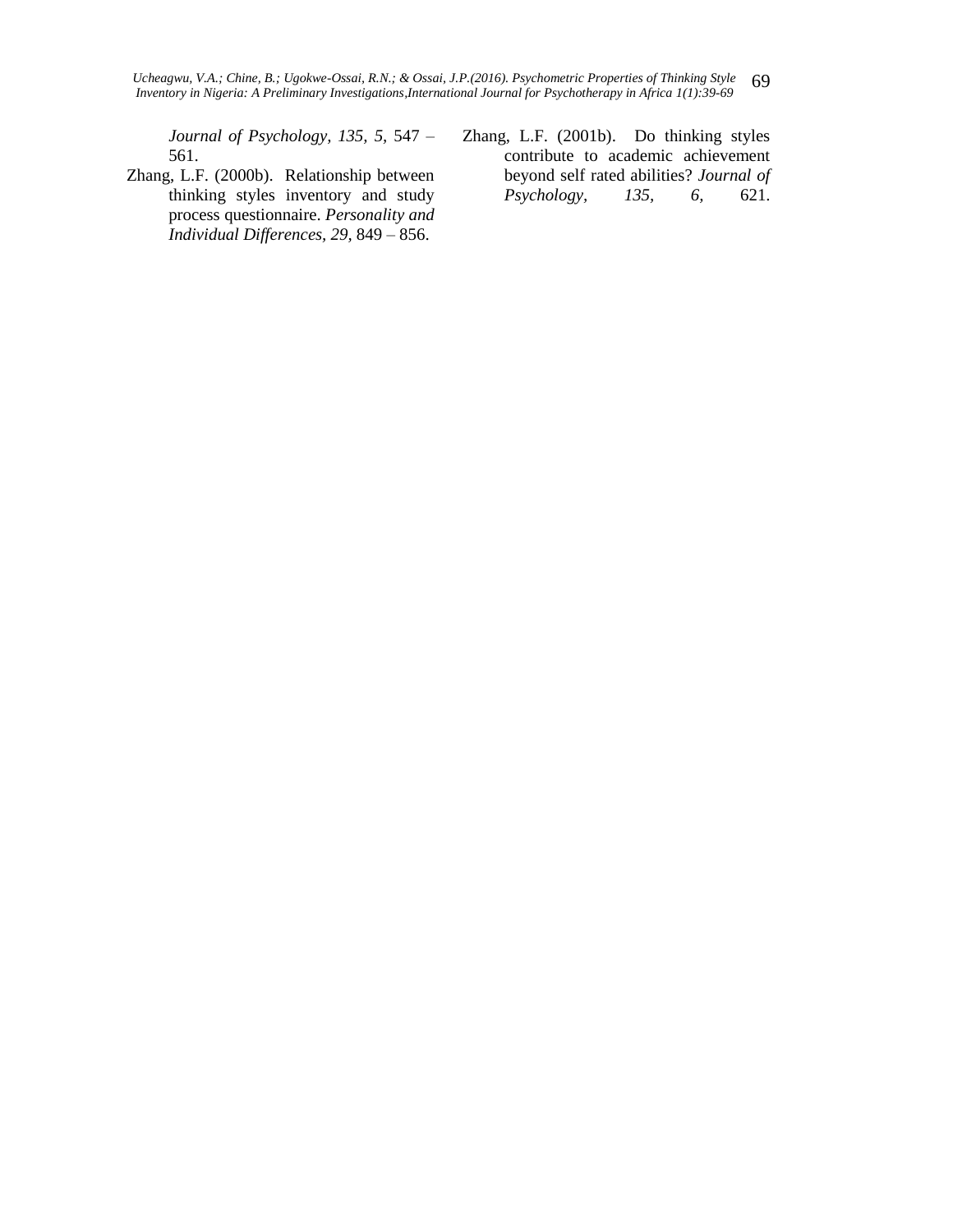*Journal of Psychology, 135, 5*, 547 – 561.

Zhang, L.F. (2000b). Relationship between thinking styles inventory and study process questionnaire. *Personality and Individual Differences, 29*, 849 – 856.

Zhang, L.F. (2001b). Do thinking styles contribute to academic achievement beyond self rated abilities? *Journal of Psychology, 135, 6*, 621.